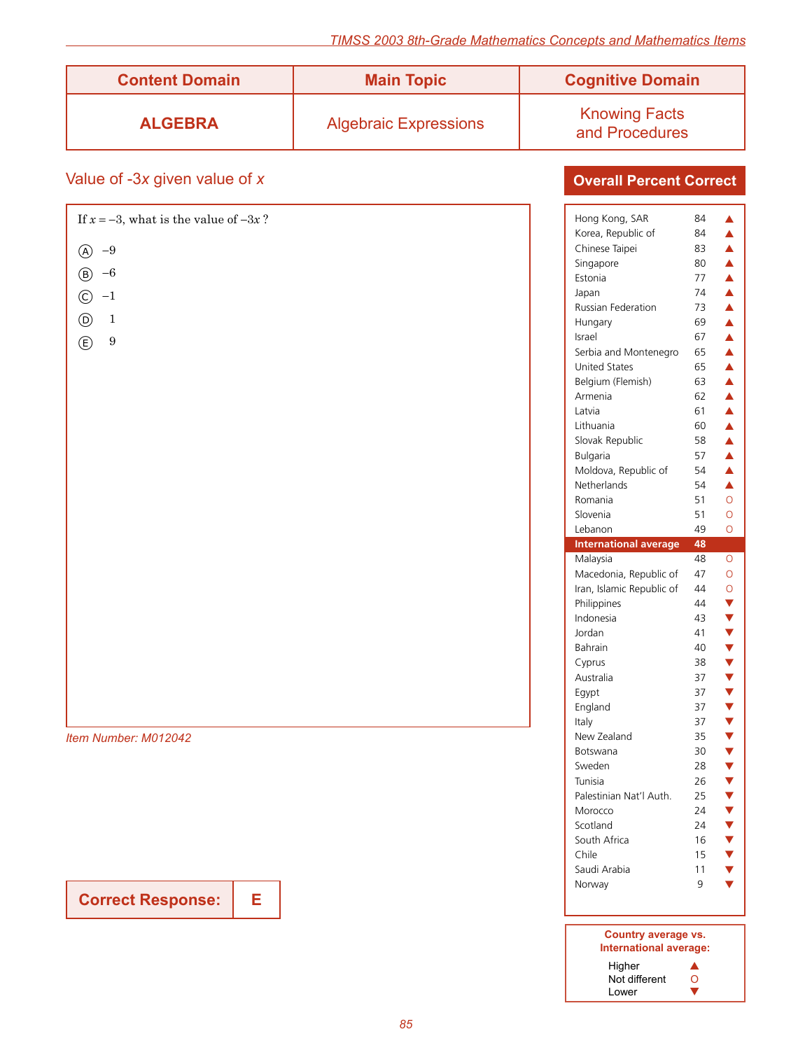| Content Domain | Main Topic | Cognitive Domain |
|---|---|---|
| **ALGEBRA** | Algebraic Expressions | Knowing Facts and Procedures |

## Value of $-3x$ given value of $x$

If $x = -3$, what is the value of $-3x$ ?

Ⓐ $-9$

Ⓑ $-6$

Ⓒ $-1$

Ⓓ $1$

Ⓔ $9$

*Item Number: M012042*

**Correct Response: E**

### Overall Percent Correct

| Country | Percent | |
|---|---|---|
| Hong Kong, SAR | 84 | ▲ |
| Korea, Republic of | 84 | ▲ |
| Chinese Taipei | 83 | ▲ |
| Singapore | 80 | ▲ |
| Estonia | 77 | ▲ |
| Japan | 74 | ▲ |
| Russian Federation | 73 | ▲ |
| Hungary | 69 | ▲ |
| Israel | 67 | ▲ |
| Serbia and Montenegro | 65 | ▲ |
| United States | 65 | ▲ |
| Belgium (Flemish) | 63 | ▲ |
| Armenia | 62 | ▲ |
| Latvia | 61 | ▲ |
| Lithuania | 60 | ▲ |
| Slovak Republic | 58 | ▲ |
| Bulgaria | 57 | ▲ |
| Moldova, Republic of | 54 | ▲ |
| Netherlands | 54 | ▲ |
| Romania | 51 | O |
| Slovenia | 51 | O |
| Lebanon | 49 | O |
| **International average** | **48** | |
| Malaysia | 48 | O |
| Macedonia, Republic of | 47 | O |
| Iran, Islamic Republic of | 44 | O |
| Philippines | 44 | ▼ |
| Indonesia | 43 | ▼ |
| Jordan | 41 | ▼ |
| Bahrain | 40 | ▼ |
| Cyprus | 38 | ▼ |
| Australia | 37 | ▼ |
| Egypt | 37 | ▼ |
| England | 37 | ▼ |
| Italy | 37 | ▼ |
| New Zealand | 35 | ▼ |
| Botswana | 30 | ▼ |
| Sweden | 28 | ▼ |
| Tunisia | 26 | ▼ |
| Palestinian Nat'l Auth. | 25 | ▼ |
| Morocco | 24 | ▼ |
| Scotland | 24 | ▼ |
| South Africa | 16 | ▼ |
| Chile | 15 | ▼ |
| Saudi Arabia | 11 | ▼ |
| Norway | 9 | ▼ |

**Country average vs. International average:**

- Higher ▲
- Not different O
- Lower ▼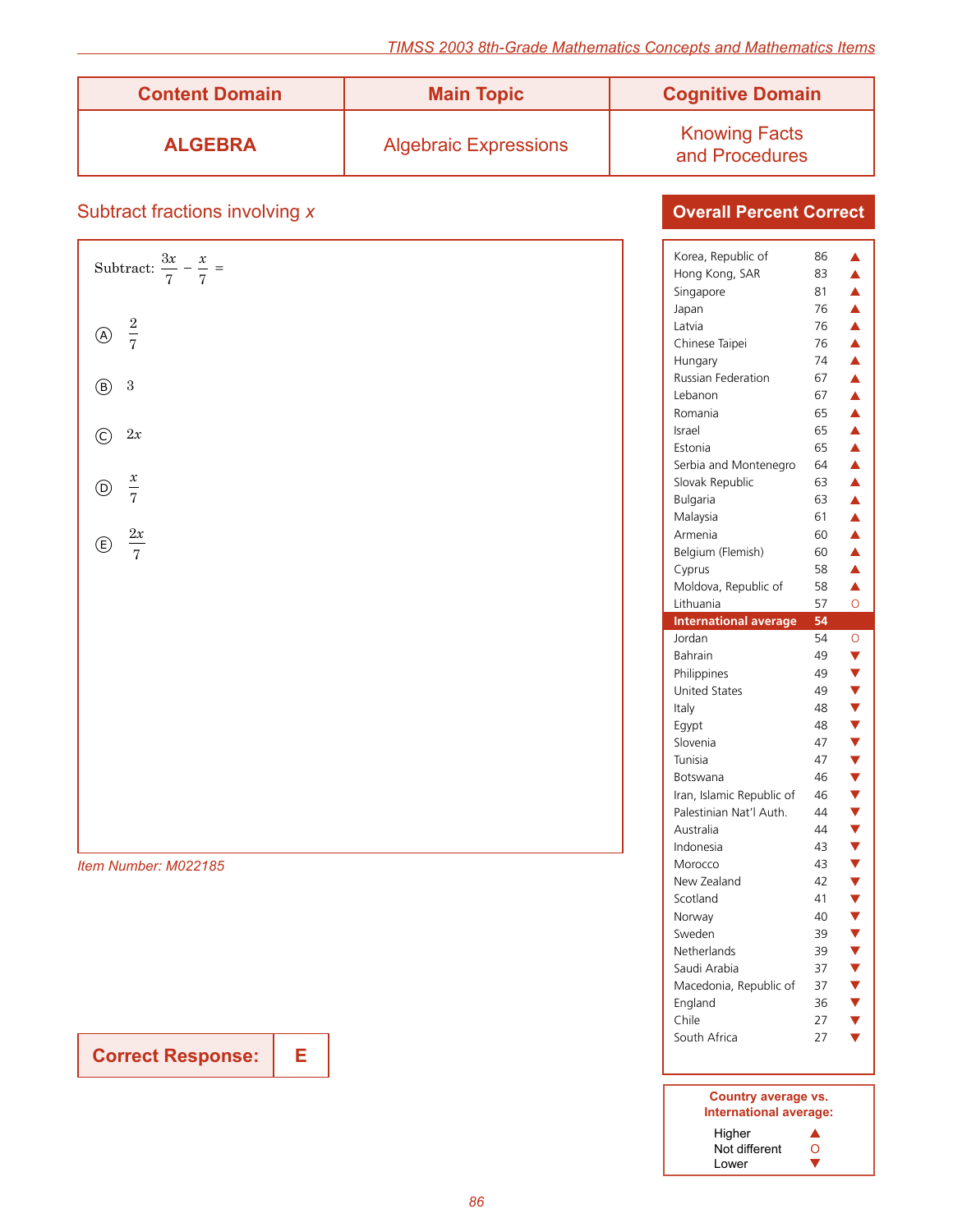| Content Domain | Main Topic | Cognitive Domain |
| --- | --- | --- |
| **ALGEBRA** | Algebraic Expressions | Knowing Facts and Procedures |

## Subtract fractions involving *x*

Subtract: $\frac{3x}{7} - \frac{x}{7} =$

Ⓐ $\frac{2}{7}$

Ⓑ $3$

Ⓒ $2x$

Ⓓ $\frac{x}{7}$

Ⓔ $\frac{2x}{7}$

*Item Number: M022185*

**Correct Response: E**

### Overall Percent Correct

| Country | Percent | |
| --- | --- | --- |
| Korea, Republic of | 86 | ▲ |
| Hong Kong, SAR | 83 | ▲ |
| Singapore | 81 | ▲ |
| Japan | 76 | ▲ |
| Latvia | 76 | ▲ |
| Chinese Taipei | 76 | ▲ |
| Hungary | 74 | ▲ |
| Russian Federation | 67 | ▲ |
| Lebanon | 67 | ▲ |
| Romania | 65 | ▲ |
| Israel | 65 | ▲ |
| Estonia | 65 | ▲ |
| Serbia and Montenegro | 64 | ▲ |
| Slovak Republic | 63 | ▲ |
| Bulgaria | 63 | ▲ |
| Malaysia | 61 | ▲ |
| Armenia | 60 | ▲ |
| Belgium (Flemish) | 60 | ▲ |
| Cyprus | 58 | ▲ |
| Moldova, Republic of | 58 | ▲ |
| Lithuania | 57 | O |
| **International average** | **54** | |
| Jordan | 54 | O |
| Bahrain | 49 | ▼ |
| Philippines | 49 | ▼ |
| United States | 49 | ▼ |
| Italy | 48 | ▼ |
| Egypt | 48 | ▼ |
| Slovenia | 47 | ▼ |
| Tunisia | 47 | ▼ |
| Botswana | 46 | ▼ |
| Iran, Islamic Republic of | 46 | ▼ |
| Palestinian Nat'l Auth. | 44 | ▼ |
| Australia | 44 | ▼ |
| Indonesia | 43 | ▼ |
| Morocco | 43 | ▼ |
| New Zealand | 42 | ▼ |
| Scotland | 41 | ▼ |
| Norway | 40 | ▼ |
| Sweden | 39 | ▼ |
| Netherlands | 39 | ▼ |
| Saudi Arabia | 37 | ▼ |
| Macedonia, Republic of | 37 | ▼ |
| England | 36 | ▼ |
| Chile | 27 | ▼ |
| South Africa | 27 | ▼ |

**Country average vs. International average:**

- Higher ▲
- Not different O
- Lower ▼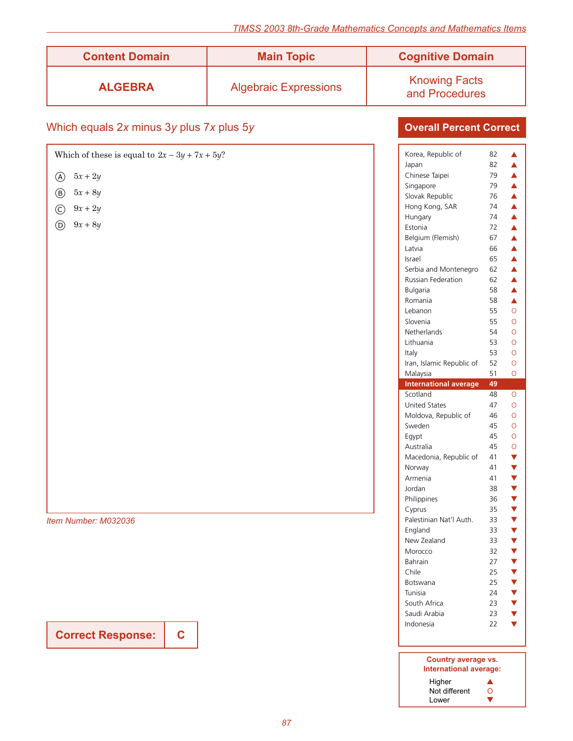| Content Domain | Main Topic | Cognitive Domain |
|---|---|---|
| **ALGEBRA** | Algebraic Expressions | Knowing Facts and Procedures |

## Which equals 2*x* minus 3*y* plus 7*x* plus 5*y*

Which of these is equal to $2x - 3y + 7x + 5y$?

Ⓐ $5x + 2y$

Ⓑ $5x + 8y$

Ⓒ $9x + 2y$

Ⓓ $9x + 8y$

*Item Number: M032036*

**Correct Response: C**

### Overall Percent Correct

| Country | Percent | |
|---|---|---|
| Korea, Republic of | 82 | ▲ |
| Japan | 82 | ▲ |
| Chinese Taipei | 79 | ▲ |
| Singapore | 79 | ▲ |
| Slovak Republic | 76 | ▲ |
| Hong Kong, SAR | 74 | ▲ |
| Hungary | 74 | ▲ |
| Estonia | 72 | ▲ |
| Belgium (Flemish) | 67 | ▲ |
| Latvia | 66 | ▲ |
| Israel | 65 | ▲ |
| Serbia and Montenegro | 62 | ▲ |
| Russian Federation | 62 | ▲ |
| Bulgaria | 58 | ▲ |
| Romania | 58 | ▲ |
| Lebanon | 55 | O |
| Slovenia | 55 | O |
| Netherlands | 54 | O |
| Lithuania | 53 | O |
| Italy | 53 | O |
| Iran, Islamic Republic of | 52 | O |
| Malaysia | 51 | O |
| **International average** | **49** | |
| Scotland | 48 | O |
| United States | 47 | O |
| Moldova, Republic of | 46 | O |
| Sweden | 45 | O |
| Egypt | 45 | O |
| Australia | 45 | O |
| Macedonia, Republic of | 41 | ▼ |
| Norway | 41 | ▼ |
| Armenia | 41 | ▼ |
| Jordan | 38 | ▼ |
| Philippines | 36 | ▼ |
| Cyprus | 35 | ▼ |
| Palestinian Nat'l Auth. | 33 | ▼ |
| England | 33 | ▼ |
| New Zealand | 33 | ▼ |
| Morocco | 32 | ▼ |
| Bahrain | 27 | ▼ |
| Chile | 25 | ▼ |
| Botswana | 25 | ▼ |
| Tunisia | 24 | ▼ |
| South Africa | 23 | ▼ |
| Saudi Arabia | 23 | ▼ |
| Indonesia | 22 | ▼ |

**Country average vs. International average:**

Higher ▲
Not different O
Lower ▼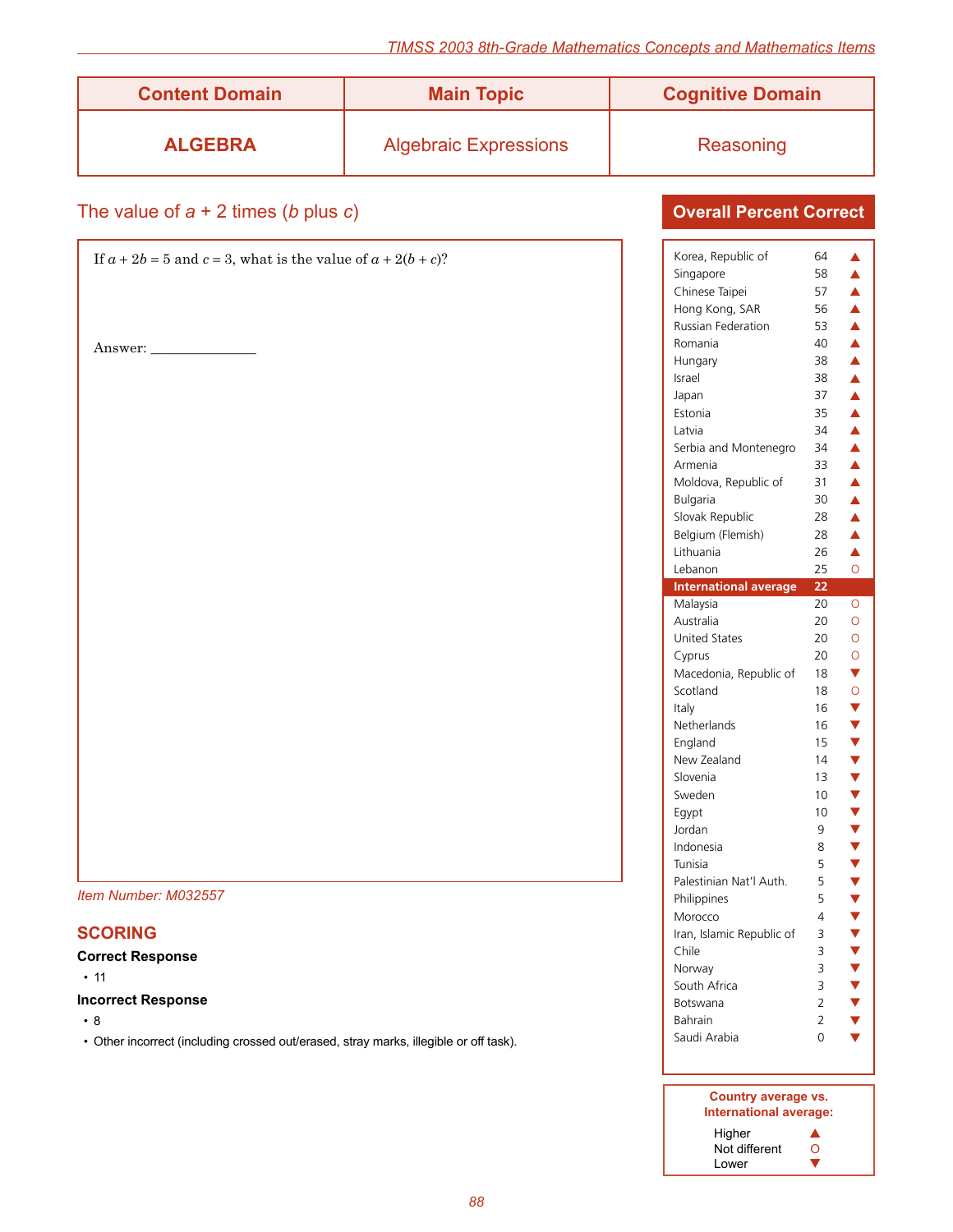| Content Domain | Main Topic | Cognitive Domain |
|---|---|---|
| **ALGEBRA** | Algebraic Expressions | Reasoning |

## The value of $a + 2$ times ($b$ plus $c$)

If $a + 2b = 5$ and $c = 3$, what is the value of $a + 2(b + c)$?

Answer: _______________

*Item Number: M032557*

## SCORING

**Correct Response**

- 11

**Incorrect Response**

- 8
- Other incorrect (including crossed out/erased, stray marks, illegible or off task).

### Overall Percent Correct

| Country | Percent Correct | |
|---|---|---|
| Korea, Republic of | 64 | ▲ |
| Singapore | 58 | ▲ |
| Chinese Taipei | 57 | ▲ |
| Hong Kong, SAR | 56 | ▲ |
| Russian Federation | 53 | ▲ |
| Romania | 40 | ▲ |
| Hungary | 38 | ▲ |
| Israel | 38 | ▲ |
| Japan | 37 | ▲ |
| Estonia | 35 | ▲ |
| Latvia | 34 | ▲ |
| Serbia and Montenegro | 34 | ▲ |
| Armenia | 33 | ▲ |
| Moldova, Republic of | 31 | ▲ |
| Bulgaria | 30 | ▲ |
| Slovak Republic | 28 | ▲ |
| Belgium (Flemish) | 28 | ▲ |
| Lithuania | 26 | ▲ |
| Lebanon | 25 | O |
| **International average** | **22** | |
| Malaysia | 20 | O |
| Australia | 20 | O |
| United States | 20 | O |
| Cyprus | 20 | O |
| Macedonia, Republic of | 18 | ▼ |
| Scotland | 18 | O |
| Italy | 16 | ▼ |
| Netherlands | 16 | ▼ |
| England | 15 | ▼ |
| New Zealand | 14 | ▼ |
| Slovenia | 13 | ▼ |
| Sweden | 10 | ▼ |
| Egypt | 10 | ▼ |
| Jordan | 9 | ▼ |
| Indonesia | 8 | ▼ |
| Tunisia | 5 | ▼ |
| Palestinian Nat'l Auth. | 5 | ▼ |
| Philippines | 5 | ▼ |
| Morocco | 4 | ▼ |
| Iran, Islamic Republic of | 3 | ▼ |
| Chile | 3 | ▼ |
| Norway | 3 | ▼ |
| South Africa | 3 | ▼ |
| Botswana | 2 | ▼ |
| Bahrain | 2 | ▼ |
| Saudi Arabia | 0 | ▼ |

**Country average vs. International average:**

- Higher ▲
- Not different O
- Lower ▼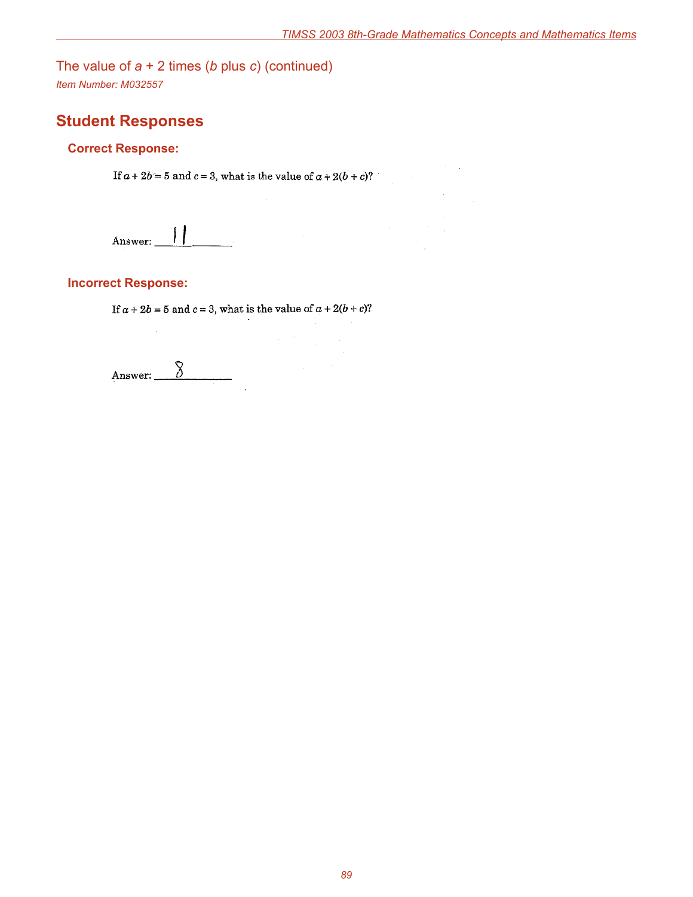## The value of $a$ + 2 times ($b$ plus $c$) (continued)

*Item Number: M032557*

# Student Responses

### Correct Response:

If $a + 2b = 5$ and $c = 3$, what is the value of $a + 2(b + c)$?

Answer: 11

### Incorrect Response:

If $a + 2b = 5$ and $c = 3$, what is the value of $a + 2(b + c)$?

Answer: 8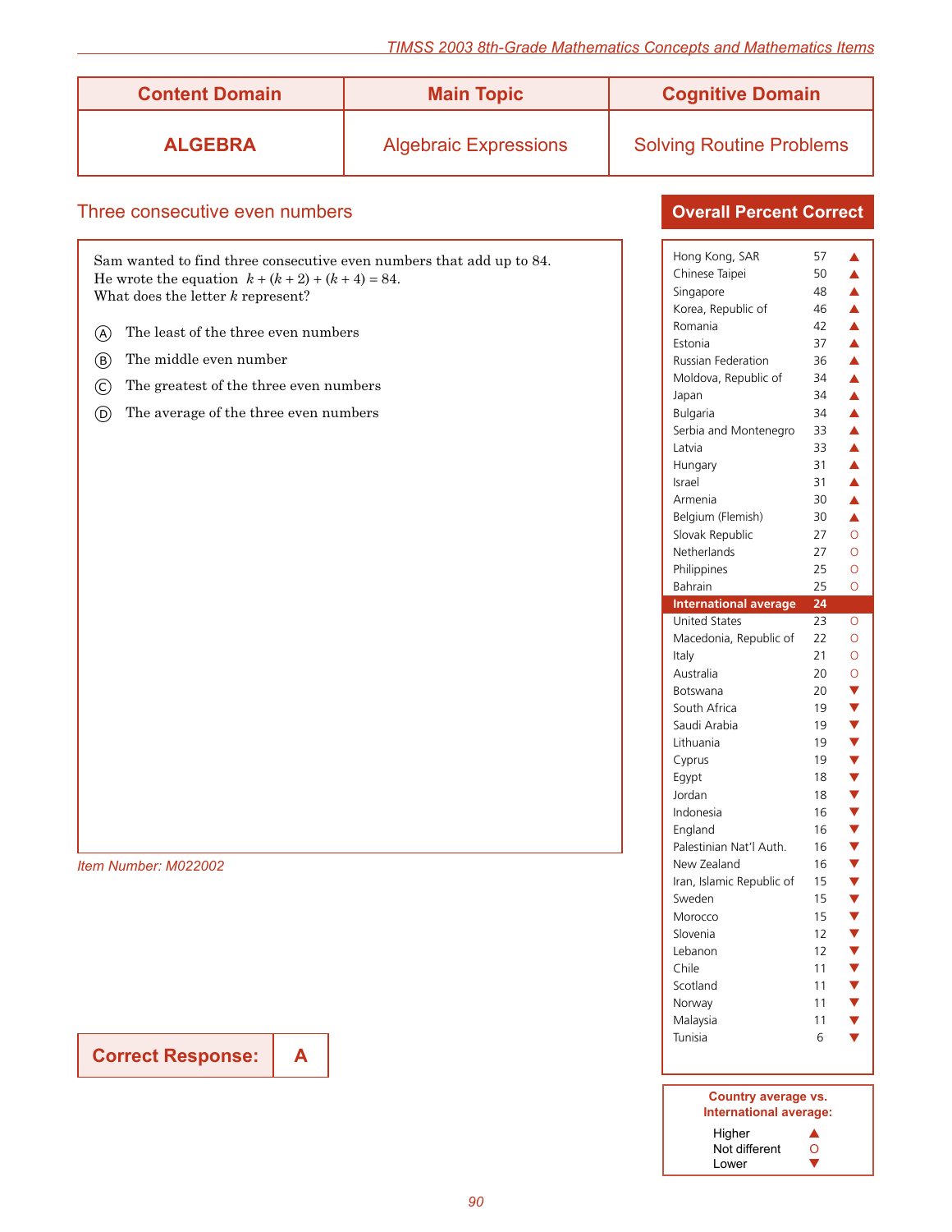| Content Domain | Main Topic | Cognitive Domain |
| --- | --- | --- |
| **ALGEBRA** | Algebraic Expressions | Solving Routine Problems |

## Three consecutive even numbers

Sam wanted to find three consecutive even numbers that add up to 84.
He wrote the equation $k + (k + 2) + (k + 4) = 84$.
What does the letter $k$ represent?

Ⓐ The least of the three even numbers

Ⓑ The middle even number

Ⓒ The greatest of the three even numbers

Ⓓ The average of the three even numbers

*Item Number: M022002*

| **Correct Response:** | **A** |
| --- | --- |

### Overall Percent Correct

| Country | Percent | |
| --- | --- | --- |
| Hong Kong, SAR | 57 | ▲ |
| Chinese Taipei | 50 | ▲ |
| Singapore | 48 | ▲ |
| Korea, Republic of | 46 | ▲ |
| Romania | 42 | ▲ |
| Estonia | 37 | ▲ |
| Russian Federation | 36 | ▲ |
| Moldova, Republic of | 34 | ▲ |
| Japan | 34 | ▲ |
| Bulgaria | 34 | ▲ |
| Serbia and Montenegro | 33 | ▲ |
| Latvia | 33 | ▲ |
| Hungary | 31 | ▲ |
| Israel | 31 | ▲ |
| Armenia | 30 | ▲ |
| Belgium (Flemish) | 30 | ▲ |
| Slovak Republic | 27 | O |
| Netherlands | 27 | O |
| Philippines | 25 | O |
| Bahrain | 25 | O |
| **International average** | **24** | |
| United States | 23 | O |
| Macedonia, Republic of | 22 | O |
| Italy | 21 | O |
| Australia | 20 | O |
| Botswana | 20 | ▼ |
| South Africa | 19 | ▼ |
| Saudi Arabia | 19 | ▼ |
| Lithuania | 19 | ▼ |
| Cyprus | 19 | ▼ |
| Egypt | 18 | ▼ |
| Jordan | 18 | ▼ |
| Indonesia | 16 | ▼ |
| England | 16 | ▼ |
| Palestinian Nat'l Auth. | 16 | ▼ |
| New Zealand | 16 | ▼ |
| Iran, Islamic Republic of | 15 | ▼ |
| Sweden | 15 | ▼ |
| Morocco | 15 | ▼ |
| Slovenia | 12 | ▼ |
| Lebanon | 12 | ▼ |
| Chile | 11 | ▼ |
| Scotland | 11 | ▼ |
| Norway | 11 | ▼ |
| Malaysia | 11 | ▼ |
| Tunisia | 6 | ▼ |

**Country average vs. International average:**

- Higher ▲
- Not different O
- Lower ▼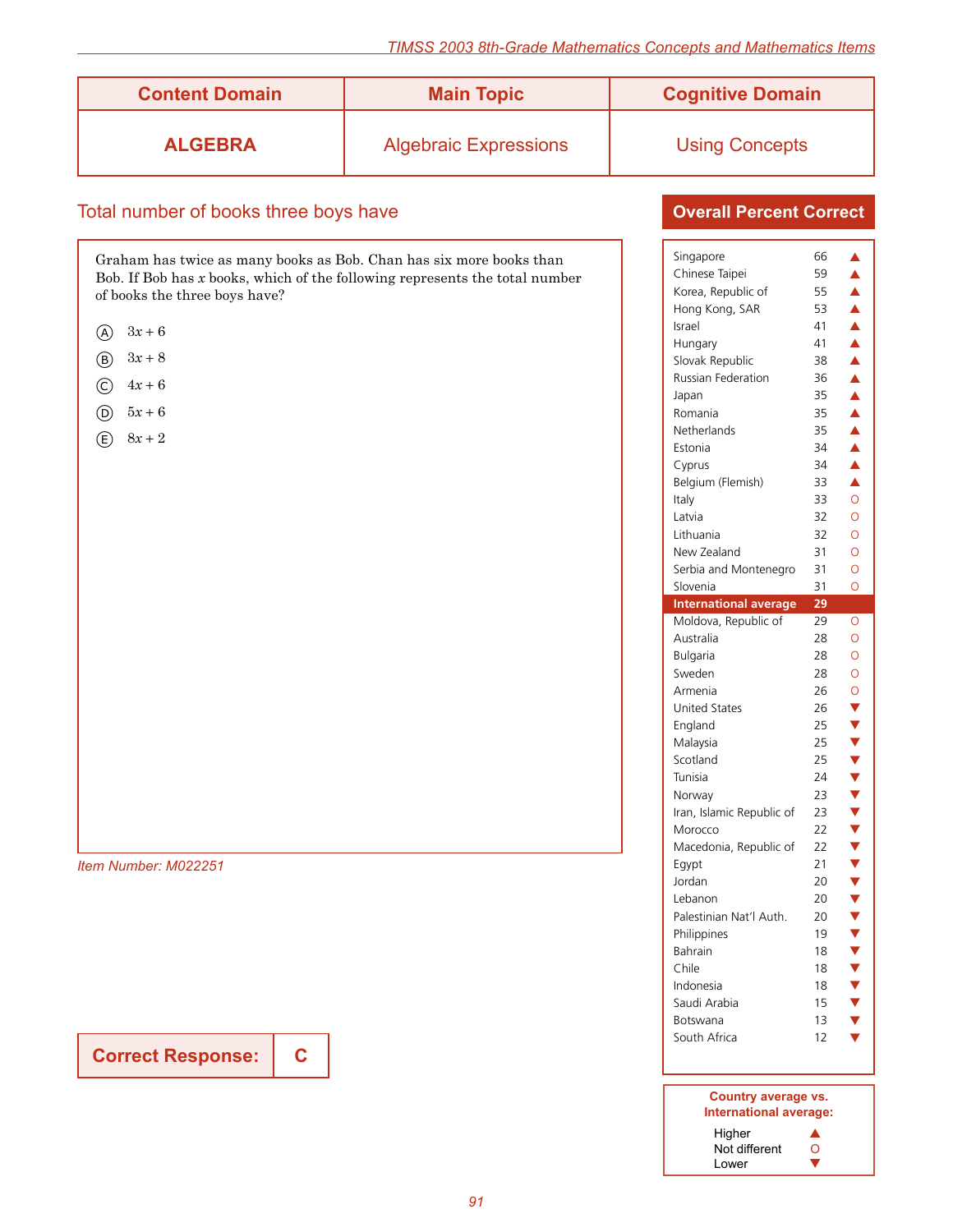| Content Domain | Main Topic | Cognitive Domain |
|---|---|---|
| **ALGEBRA** | Algebraic Expressions | Using Concepts |

## Total number of books three boys have

Graham has twice as many books as Bob. Chan has six more books than Bob. If Bob has $x$ books, which of the following represents the total number of books the three boys have?

Ⓐ $3x + 6$

Ⓑ $3x + 8$

Ⓒ $4x + 6$

Ⓓ $5x + 6$

Ⓔ $8x + 2$

*Item Number: M022251*

**Correct Response: C**

### Overall Percent Correct

| Country | Percent | vs. International average |
|---|---|---|
| Singapore | 66 | ▲ |
| Chinese Taipei | 59 | ▲ |
| Korea, Republic of | 55 | ▲ |
| Hong Kong, SAR | 53 | ▲ |
| Israel | 41 | ▲ |
| Hungary | 41 | ▲ |
| Slovak Republic | 38 | ▲ |
| Russian Federation | 36 | ▲ |
| Japan | 35 | ▲ |
| Romania | 35 | ▲ |
| Netherlands | 35 | ▲ |
| Estonia | 34 | ▲ |
| Cyprus | 34 | ▲ |
| Belgium (Flemish) | 33 | ▲ |
| Italy | 33 | O |
| Latvia | 32 | O |
| Lithuania | 32 | O |
| New Zealand | 31 | O |
| Serbia and Montenegro | 31 | O |
| Slovenia | 31 | O |
| **International average** | **29** | |
| Moldova, Republic of | 29 | O |
| Australia | 28 | O |
| Bulgaria | 28 | O |
| Sweden | 28 | O |
| Armenia | 26 | O |
| United States | 26 | ▼ |
| England | 25 | ▼ |
| Malaysia | 25 | ▼ |
| Scotland | 25 | ▼ |
| Tunisia | 24 | ▼ |
| Norway | 23 | ▼ |
| Iran, Islamic Republic of | 23 | ▼ |
| Morocco | 22 | ▼ |
| Macedonia, Republic of | 22 | ▼ |
| Egypt | 21 | ▼ |
| Jordan | 20 | ▼ |
| Lebanon | 20 | ▼ |
| Palestinian Nat'l Auth. | 20 | ▼ |
| Philippines | 19 | ▼ |
| Bahrain | 18 | ▼ |
| Chile | 18 | ▼ |
| Indonesia | 18 | ▼ |
| Saudi Arabia | 15 | ▼ |
| Botswana | 13 | ▼ |
| South Africa | 12 | ▼ |

**Country average vs. International average:**

- Higher ▲
- Not different O
- Lower ▼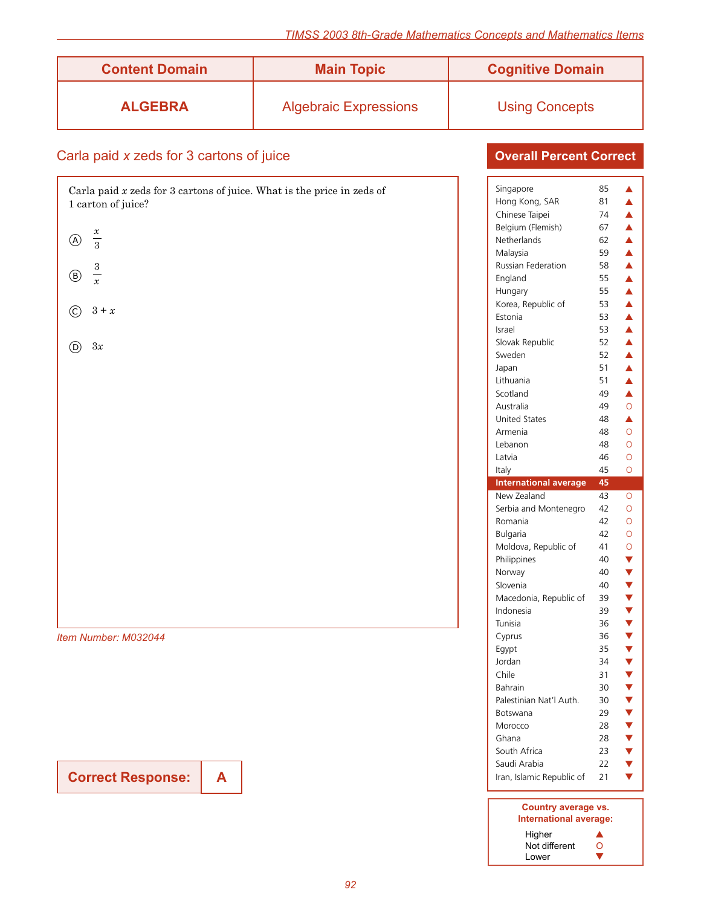| Content Domain | Main Topic | Cognitive Domain |
| --- | --- | --- |
| **ALGEBRA** | Algebraic Expressions | Using Concepts |

## Carla paid $x$ zeds for 3 cartons of juice

Carla paid $x$ zeds for 3 cartons of juice. What is the price in zeds of 1 carton of juice?

Ⓐ $\frac{x}{3}$

Ⓑ $\frac{3}{x}$

Ⓒ $3 + x$

Ⓓ $3x$

*Item Number: M032044*

**Correct Response: A**

### Overall Percent Correct

| Country | Percent | |
| --- | --- | --- |
| Singapore | 85 | ▲ |
| Hong Kong, SAR | 81 | ▲ |
| Chinese Taipei | 74 | ▲ |
| Belgium (Flemish) | 67 | ▲ |
| Netherlands | 62 | ▲ |
| Malaysia | 59 | ▲ |
| Russian Federation | 58 | ▲ |
| England | 55 | ▲ |
| Hungary | 55 | ▲ |
| Korea, Republic of | 53 | ▲ |
| Estonia | 53 | ▲ |
| Israel | 53 | ▲ |
| Slovak Republic | 52 | ▲ |
| Sweden | 52 | ▲ |
| Japan | 51 | ▲ |
| Lithuania | 51 | ▲ |
| Scotland | 49 | ▲ |
| Australia | 49 | O |
| United States | 48 | ▲ |
| Armenia | 48 | O |
| Lebanon | 48 | O |
| Latvia | 46 | O |
| Italy | 45 | O |
| **International average** | **45** | |
| New Zealand | 43 | O |
| Serbia and Montenegro | 42 | O |
| Romania | 42 | O |
| Bulgaria | 42 | O |
| Moldova, Republic of | 41 | O |
| Philippines | 40 | ▼ |
| Norway | 40 | ▼ |
| Slovenia | 40 | ▼ |
| Macedonia, Republic of | 39 | ▼ |
| Indonesia | 39 | ▼ |
| Tunisia | 36 | ▼ |
| Cyprus | 36 | ▼ |
| Egypt | 35 | ▼ |
| Jordan | 34 | ▼ |
| Chile | 31 | ▼ |
| Bahrain | 30 | ▼ |
| Palestinian Nat'l Auth. | 30 | ▼ |
| Botswana | 29 | ▼ |
| Morocco | 28 | ▼ |
| Ghana | 28 | ▼ |
| South Africa | 23 | ▼ |
| Saudi Arabia | 22 | ▼ |
| Iran, Islamic Republic of | 21 | ▼ |

**Country average vs. International average:**

- Higher ▲
- Not different O
- Lower ▼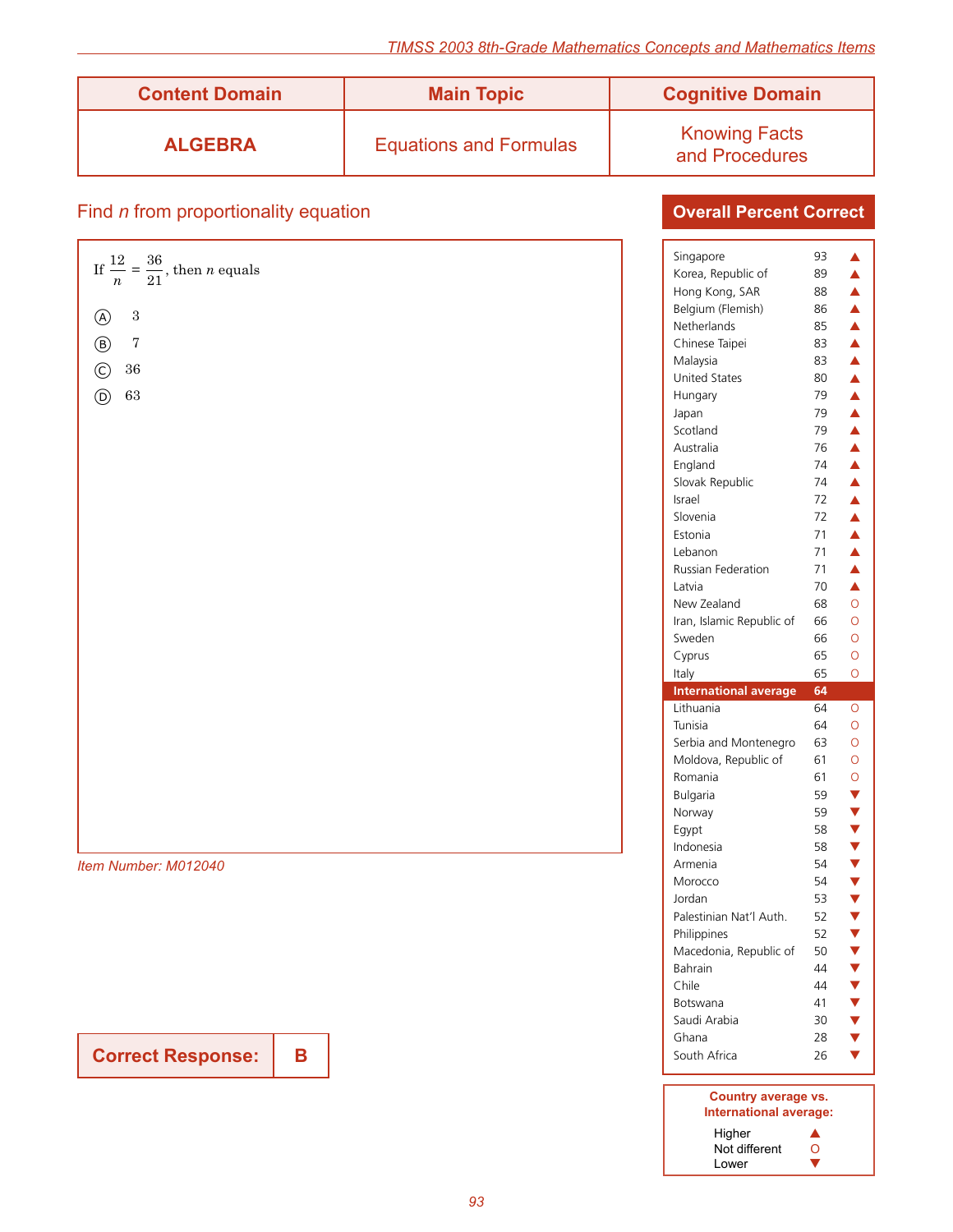| Content Domain | Main Topic | Cognitive Domain |
| --- | --- | --- |
| **ALGEBRA** | Equations and Formulas | Knowing Facts and Procedures |

## Find *n* from proportionality equation

If $\frac{12}{n} = \frac{36}{21}$, then $n$ equals

Ⓐ 3

Ⓑ 7

Ⓒ 36

Ⓓ 63

*Item Number: M012040*

**Correct Response: B**

### Overall Percent Correct

| Country | Percent | |
| --- | --- | --- |
| Singapore | 93 | ▲ |
| Korea, Republic of | 89 | ▲ |
| Hong Kong, SAR | 88 | ▲ |
| Belgium (Flemish) | 86 | ▲ |
| Netherlands | 85 | ▲ |
| Chinese Taipei | 83 | ▲ |
| Malaysia | 83 | ▲ |
| United States | 80 | ▲ |
| Hungary | 79 | ▲ |
| Japan | 79 | ▲ |
| Scotland | 79 | ▲ |
| Australia | 76 | ▲ |
| England | 74 | ▲ |
| Slovak Republic | 74 | ▲ |
| Israel | 72 | ▲ |
| Slovenia | 72 | ▲ |
| Estonia | 71 | ▲ |
| Lebanon | 71 | ▲ |
| Russian Federation | 71 | ▲ |
| Latvia | 70 | ▲ |
| New Zealand | 68 | O |
| Iran, Islamic Republic of | 66 | O |
| Sweden | 66 | O |
| Cyprus | 65 | O |
| Italy | 65 | O |
| **International average** | **64** | |
| Lithuania | 64 | O |
| Tunisia | 64 | O |
| Serbia and Montenegro | 63 | O |
| Moldova, Republic of | 61 | O |
| Romania | 61 | O |
| Bulgaria | 59 | ▼ |
| Norway | 59 | ▼ |
| Egypt | 58 | ▼ |
| Indonesia | 58 | ▼ |
| Armenia | 54 | ▼ |
| Morocco | 54 | ▼ |
| Jordan | 53 | ▼ |
| Palestinian Nat'l Auth. | 52 | ▼ |
| Philippines | 52 | ▼ |
| Macedonia, Republic of | 50 | ▼ |
| Bahrain | 44 | ▼ |
| Chile | 44 | ▼ |
| Botswana | 41 | ▼ |
| Saudi Arabia | 30 | ▼ |
| Ghana | 28 | ▼ |
| South Africa | 26 | ▼ |

**Country average vs. International average:**

- Higher ▲
- Not different O
- Lower ▼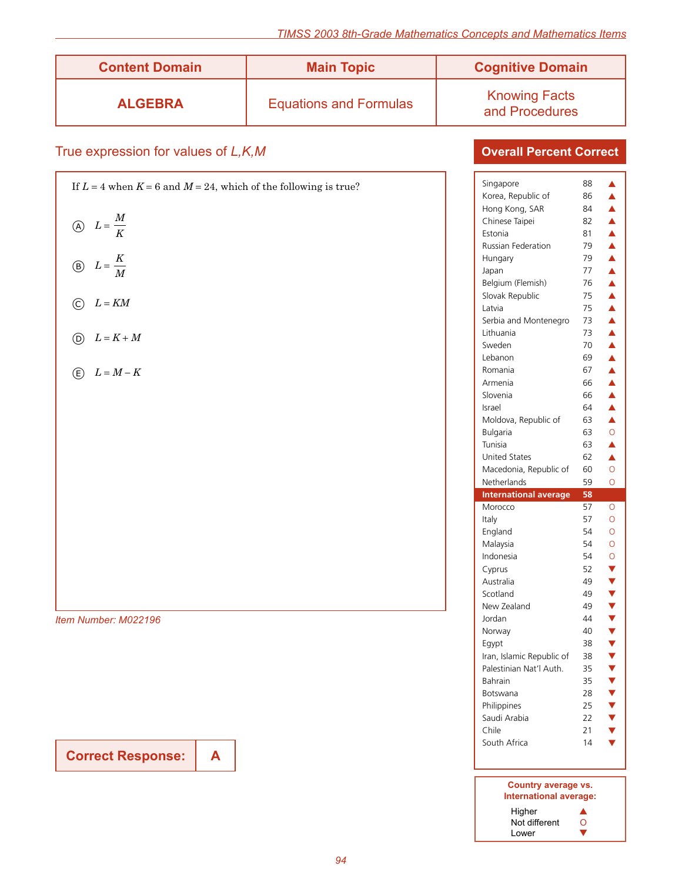| Content Domain | Main Topic | Cognitive Domain |
| --- | --- | --- |
| **ALGEBRA** | Equations and Formulas | Knowing Facts and Procedures |

## True expression for values of *L,K,M*

If $L = 4$ when $K = 6$ and $M = 24$, which of the following is true?

Ⓐ $L = \frac{M}{K}$

Ⓑ $L = \frac{K}{M}$

Ⓒ $L = KM$

Ⓓ $L = K + M$

Ⓔ $L = M - K$

*Item Number: M022196*

| **Correct Response:** | **A** |
| --- | --- |

### Overall Percent Correct

| Country | Percent | |
| --- | --- | --- |
| Singapore | 88 | ▲ |
| Korea, Republic of | 86 | ▲ |
| Hong Kong, SAR | 84 | ▲ |
| Chinese Taipei | 82 | ▲ |
| Estonia | 81 | ▲ |
| Russian Federation | 79 | ▲ |
| Hungary | 79 | ▲ |
| Japan | 77 | ▲ |
| Belgium (Flemish) | 76 | ▲ |
| Slovak Republic | 75 | ▲ |
| Latvia | 75 | ▲ |
| Serbia and Montenegro | 73 | ▲ |
| Lithuania | 73 | ▲ |
| Sweden | 70 | ▲ |
| Lebanon | 69 | ▲ |
| Romania | 67 | ▲ |
| Armenia | 66 | ▲ |
| Slovenia | 66 | ▲ |
| Israel | 64 | ▲ |
| Moldova, Republic of | 63 | ▲ |
| Bulgaria | 63 | O |
| Tunisia | 63 | ▲ |
| United States | 62 | ▲ |
| Macedonia, Republic of | 60 | O |
| Netherlands | 59 | O |
| **International average** | **58** | |
| Morocco | 57 | O |
| Italy | 57 | O |
| England | 54 | O |
| Malaysia | 54 | O |
| Indonesia | 54 | O |
| Cyprus | 52 | ▼ |
| Australia | 49 | ▼ |
| Scotland | 49 | ▼ |
| New Zealand | 49 | ▼ |
| Jordan | 44 | ▼ |
| Norway | 40 | ▼ |
| Egypt | 38 | ▼ |
| Iran, Islamic Republic of | 38 | ▼ |
| Palestinian Nat'l Auth. | 35 | ▼ |
| Bahrain | 35 | ▼ |
| Botswana | 28 | ▼ |
| Philippines | 25 | ▼ |
| Saudi Arabia | 22 | ▼ |
| Chile | 21 | ▼ |
| South Africa | 14 | ▼ |

**Country average vs. International average:**

Higher ▲
Not different O
Lower ▼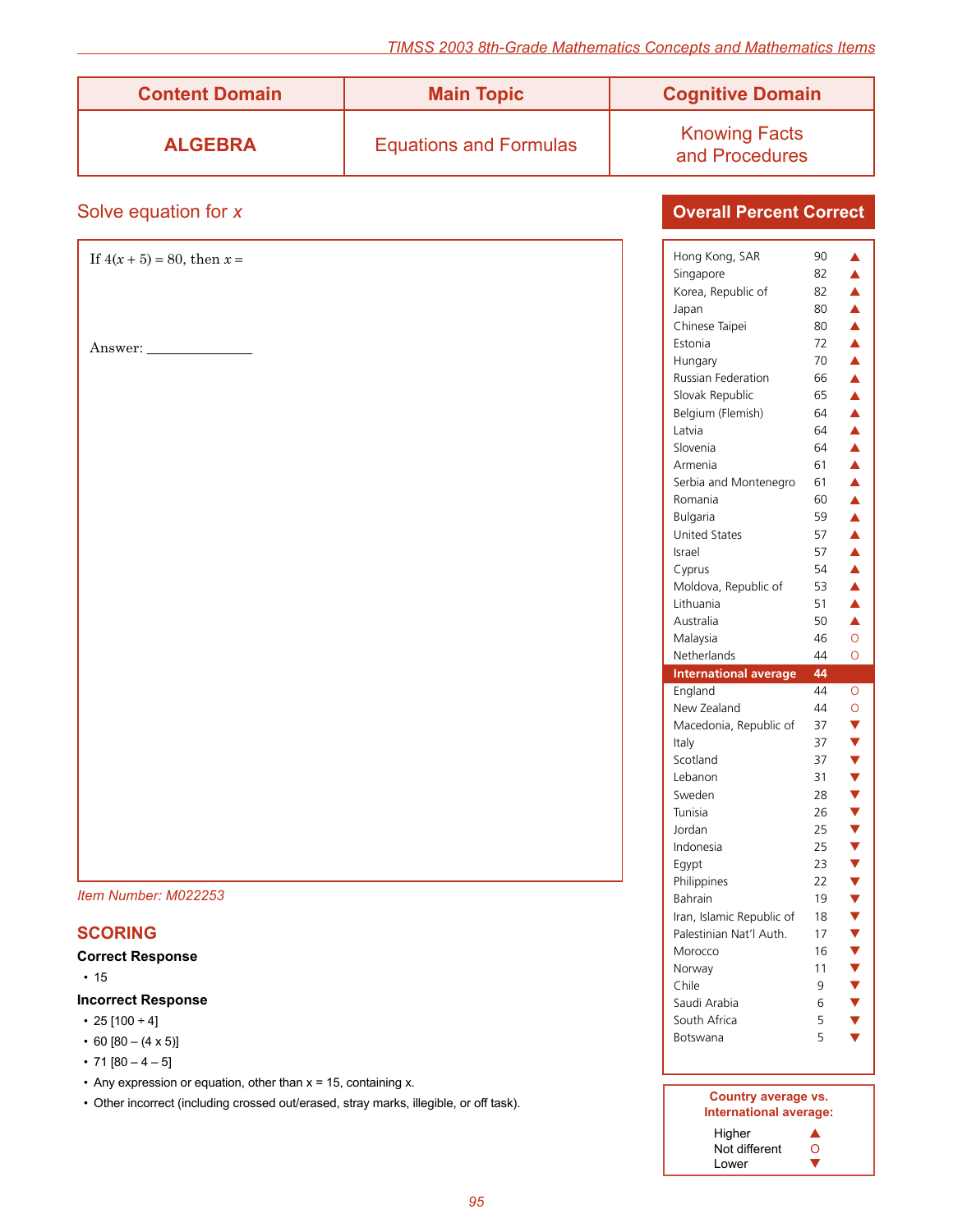| Content Domain | Main Topic | Cognitive Domain |
| --- | --- | --- |
| **ALGEBRA** | Equations and Formulas | Knowing Facts and Procedures |

## Solve equation for *x*

If $4(x + 5) = 80$, then $x =$

Answer: _______________

*Item Number: M022253*

## SCORING

**Correct Response**

- 15

**Incorrect Response**

- 25 [100 ÷ 4]
- 60 [80 – (4 x 5)]
- 71 [80 – 4 – 5]
- Any expression or equation, other than x = 15, containing x.
- Other incorrect (including crossed out/erased, stray marks, illegible, or off task).

### Overall Percent Correct

| Country | Percent | |
| --- | --- | --- |
| Hong Kong, SAR | 90 | ▲ |
| Singapore | 82 | ▲ |
| Korea, Republic of | 82 | ▲ |
| Japan | 80 | ▲ |
| Chinese Taipei | 80 | ▲ |
| Estonia | 72 | ▲ |
| Hungary | 70 | ▲ |
| Russian Federation | 66 | ▲ |
| Slovak Republic | 65 | ▲ |
| Belgium (Flemish) | 64 | ▲ |
| Latvia | 64 | ▲ |
| Slovenia | 64 | ▲ |
| Armenia | 61 | ▲ |
| Serbia and Montenegro | 61 | ▲ |
| Romania | 60 | ▲ |
| Bulgaria | 59 | ▲ |
| United States | 57 | ▲ |
| Israel | 57 | ▲ |
| Cyprus | 54 | ▲ |
| Moldova, Republic of | 53 | ▲ |
| Lithuania | 51 | ▲ |
| Australia | 50 | ▲ |
| Malaysia | 46 | O |
| Netherlands | 44 | O |
| **International average** | **44** | |
| England | 44 | O |
| New Zealand | 44 | O |
| Macedonia, Republic of | 37 | ▼ |
| Italy | 37 | ▼ |
| Scotland | 37 | ▼ |
| Lebanon | 31 | ▼ |
| Sweden | 28 | ▼ |
| Tunisia | 26 | ▼ |
| Jordan | 25 | ▼ |
| Indonesia | 25 | ▼ |
| Egypt | 23 | ▼ |
| Philippines | 22 | ▼ |
| Bahrain | 19 | ▼ |
| Iran, Islamic Republic of | 18 | ▼ |
| Palestinian Nat'l Auth. | 17 | ▼ |
| Morocco | 16 | ▼ |
| Norway | 11 | ▼ |
| Chile | 9 | ▼ |
| Saudi Arabia | 6 | ▼ |
| South Africa | 5 | ▼ |
| Botswana | 5 | ▼ |

**Country average vs. International average:**

- Higher ▲
- Not different O
- Lower ▼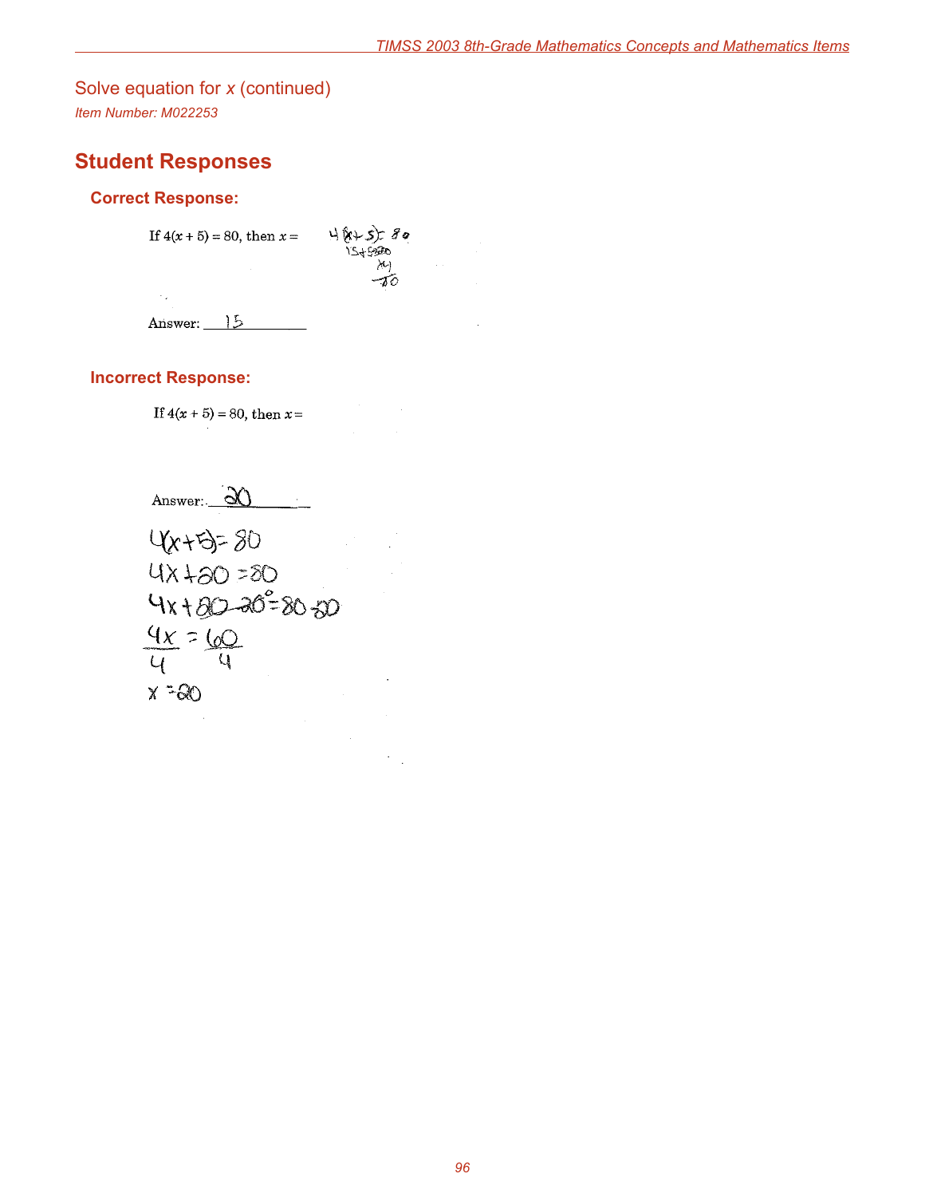## Solve equation for $x$ (continued)

*Item Number: M022253*

# Student Responses

### Correct Response:

If $4(x + 5) = 80$, then $x =$

$4(x+5) = 80$
$15 + 5 = 20$
$\times 4$
$80$

Answer: 15

### Incorrect Response:

If $4(x + 5) = 80$, then $x =$

Answer: 20

$4(x+5) = 80$
$4x + 20 = 80$
$4x + 20 - 20 = 80 - 20$
$\frac{4x}{4} = \frac{60}{4}$
$x = 20$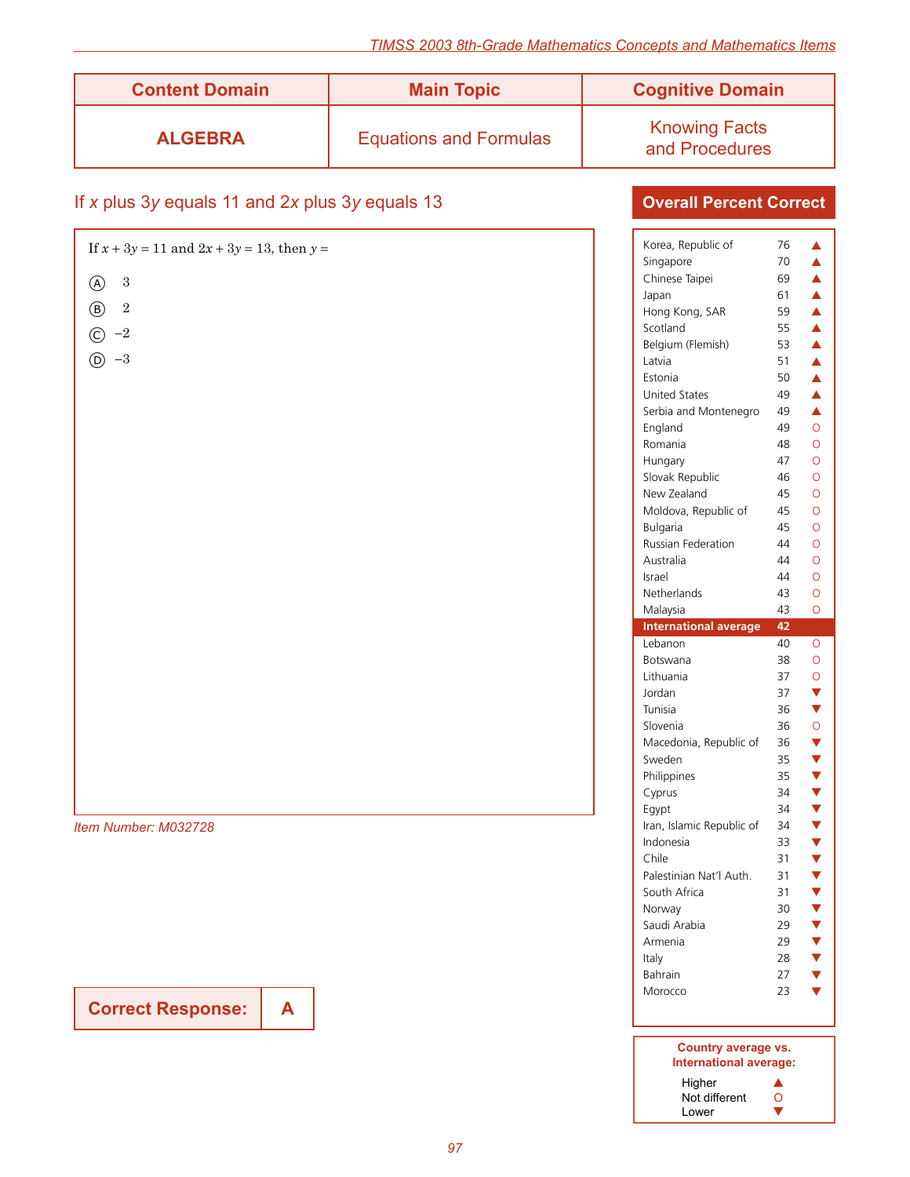| Content Domain | Main Topic | Cognitive Domain |
| --- | --- | --- |
| **ALGEBRA** | Equations and Formulas | Knowing Facts and Procedures |

## If $x$ plus $3y$ equals 11 and $2x$ plus $3y$ equals 13

If $x + 3y = 11$ and $2x + 3y = 13$, then $y =$

Ⓐ 3

Ⓑ 2

Ⓒ −2

Ⓓ −3

*Item Number: M032728*

**Correct Response: A**

### Overall Percent Correct

| Country | Percent | |
| --- | --- | --- |
| Korea, Republic of | 76 | ▲ |
| Singapore | 70 | ▲ |
| Chinese Taipei | 69 | ▲ |
| Japan | 61 | ▲ |
| Hong Kong, SAR | 59 | ▲ |
| Scotland | 55 | ▲ |
| Belgium (Flemish) | 53 | ▲ |
| Latvia | 51 | ▲ |
| Estonia | 50 | ▲ |
| United States | 49 | ▲ |
| Serbia and Montenegro | 49 | ▲ |
| England | 49 | O |
| Romania | 48 | O |
| Hungary | 47 | O |
| Slovak Republic | 46 | O |
| New Zealand | 45 | O |
| Moldova, Republic of | 45 | O |
| Bulgaria | 45 | O |
| Russian Federation | 44 | O |
| Australia | 44 | O |
| Israel | 44 | O |
| Netherlands | 43 | O |
| Malaysia | 43 | O |
| **International average** | **42** | |
| Lebanon | 40 | O |
| Botswana | 38 | O |
| Lithuania | 37 | O |
| Jordan | 37 | ▼ |
| Tunisia | 36 | ▼ |
| Slovenia | 36 | O |
| Macedonia, Republic of | 36 | ▼ |
| Sweden | 35 | ▼ |
| Philippines | 35 | ▼ |
| Cyprus | 34 | ▼ |
| Egypt | 34 | ▼ |
| Iran, Islamic Republic of | 34 | ▼ |
| Indonesia | 33 | ▼ |
| Chile | 31 | ▼ |
| Palestinian Nat'l Auth. | 31 | ▼ |
| South Africa | 31 | ▼ |
| Norway | 30 | ▼ |
| Saudi Arabia | 29 | ▼ |
| Armenia | 29 | ▼ |
| Italy | 28 | ▼ |
| Bahrain | 27 | ▼ |
| Morocco | 23 | ▼ |

**Country average vs. International average:**

- Higher ▲
- Not different O
- Lower ▼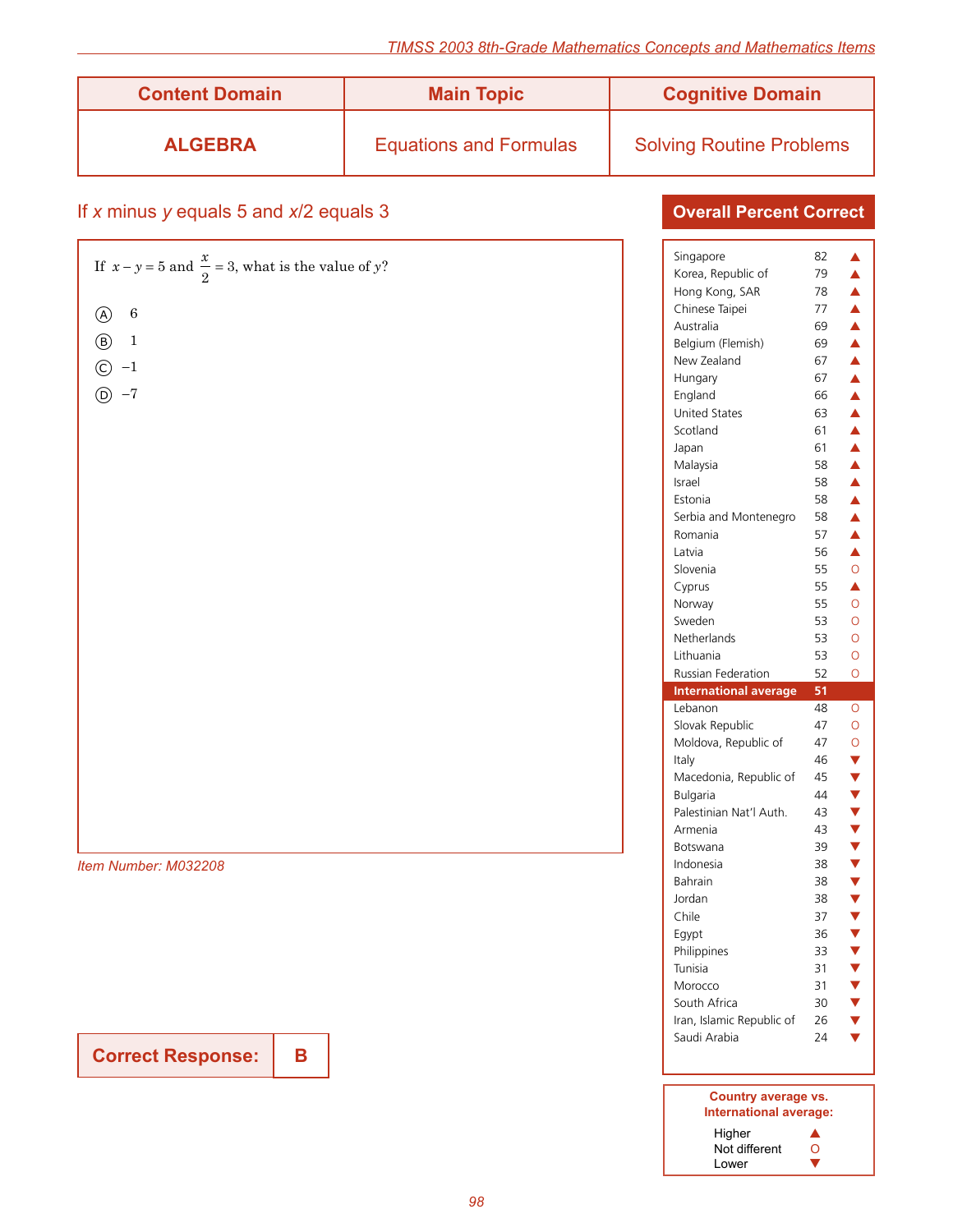| Content Domain | Main Topic | Cognitive Domain |
|---|---|---|
| **ALGEBRA** | Equations and Formulas | Solving Routine Problems |

## If *x* minus *y* equals 5 and *x*/2 equals 3

If $x - y = 5$ and $\frac{x}{2} = 3$, what is the value of $y$?

Ⓐ 6

Ⓑ 1

Ⓒ $-1$

Ⓓ $-7$

*Item Number: M032208*

**Correct Response: B**

### Overall Percent Correct

| Country | Percent | vs. International average |
|---|---|---|
| Singapore | 82 | ▲ |
| Korea, Republic of | 79 | ▲ |
| Hong Kong, SAR | 78 | ▲ |
| Chinese Taipei | 77 | ▲ |
| Australia | 69 | ▲ |
| Belgium (Flemish) | 69 | ▲ |
| New Zealand | 67 | ▲ |
| Hungary | 67 | ▲ |
| England | 66 | ▲ |
| United States | 63 | ▲ |
| Scotland | 61 | ▲ |
| Japan | 61 | ▲ |
| Malaysia | 58 | ▲ |
| Israel | 58 | ▲ |
| Estonia | 58 | ▲ |
| Serbia and Montenegro | 58 | ▲ |
| Romania | 57 | ▲ |
| Latvia | 56 | ▲ |
| Slovenia | 55 | O |
| Cyprus | 55 | ▲ |
| Norway | 55 | O |
| Sweden | 53 | O |
| Netherlands | 53 | O |
| Lithuania | 53 | O |
| Russian Federation | 52 | O |
| **International average** | **51** | |
| Lebanon | 48 | O |
| Slovak Republic | 47 | O |
| Moldova, Republic of | 47 | O |
| Italy | 46 | ▼ |
| Macedonia, Republic of | 45 | ▼ |
| Bulgaria | 44 | ▼ |
| Palestinian Nat'l Auth. | 43 | ▼ |
| Armenia | 43 | ▼ |
| Botswana | 39 | ▼ |
| Indonesia | 38 | ▼ |
| Bahrain | 38 | ▼ |
| Jordan | 38 | ▼ |
| Chile | 37 | ▼ |
| Egypt | 36 | ▼ |
| Philippines | 33 | ▼ |
| Tunisia | 31 | ▼ |
| Morocco | 31 | ▼ |
| South Africa | 30 | ▼ |
| Iran, Islamic Republic of | 26 | ▼ |
| Saudi Arabia | 24 | ▼ |

**Country average vs. International average:**

- Higher ▲
- Not different O
- Lower ▼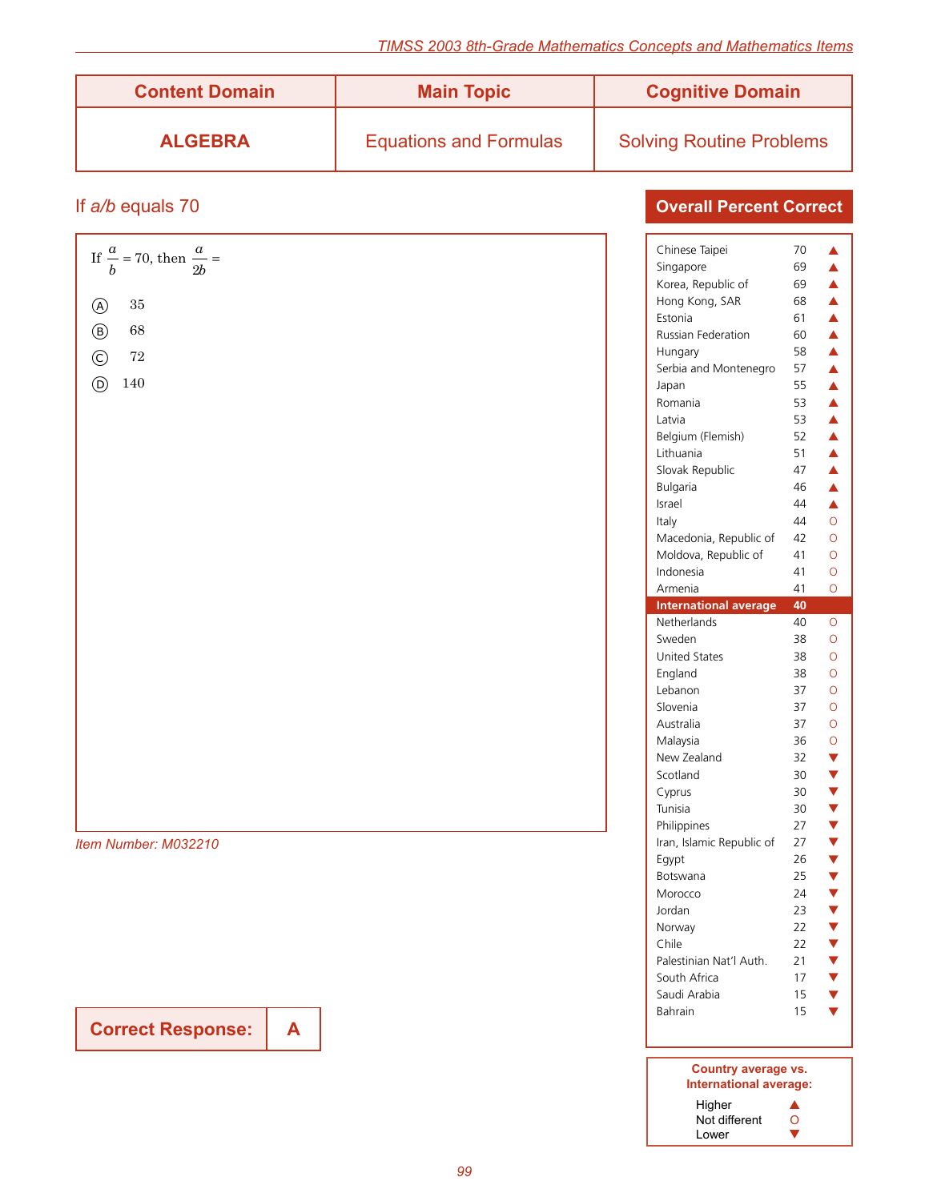| Content Domain | Main Topic | Cognitive Domain |
|---|---|---|
| **ALGEBRA** | Equations and Formulas | Solving Routine Problems |

## If *a/b* equals 70

If $\frac{a}{b} = 70$, then $\frac{a}{2b} =$

Ⓐ 35

Ⓑ 68

Ⓒ 72

Ⓓ 140

*Item Number: M032210*

| Correct Response: | A |
|---|---|

### Overall Percent Correct

| Country | Percent | |
|---|---|---|
| Chinese Taipei | 70 | ▲ |
| Singapore | 69 | ▲ |
| Korea, Republic of | 69 | ▲ |
| Hong Kong, SAR | 68 | ▲ |
| Estonia | 61 | ▲ |
| Russian Federation | 60 | ▲ |
| Hungary | 58 | ▲ |
| Serbia and Montenegro | 57 | ▲ |
| Japan | 55 | ▲ |
| Romania | 53 | ▲ |
| Latvia | 53 | ▲ |
| Belgium (Flemish) | 52 | ▲ |
| Lithuania | 51 | ▲ |
| Slovak Republic | 47 | ▲ |
| Bulgaria | 46 | ▲ |
| Israel | 44 | ▲ |
| Italy | 44 | O |
| Macedonia, Republic of | 42 | O |
| Moldova, Republic of | 41 | O |
| Indonesia | 41 | O |
| Armenia | 41 | O |
| **International average** | **40** | |
| Netherlands | 40 | O |
| Sweden | 38 | O |
| United States | 38 | O |
| England | 38 | O |
| Lebanon | 37 | O |
| Slovenia | 37 | O |
| Australia | 37 | O |
| Malaysia | 36 | O |
| New Zealand | 32 | ▼ |
| Scotland | 30 | ▼ |
| Cyprus | 30 | ▼ |
| Tunisia | 30 | ▼ |
| Philippines | 27 | ▼ |
| Iran, Islamic Republic of | 27 | ▼ |
| Egypt | 26 | ▼ |
| Botswana | 25 | ▼ |
| Morocco | 24 | ▼ |
| Jordan | 23 | ▼ |
| Norway | 22 | ▼ |
| Chile | 22 | ▼ |
| Palestinian Nat'l Auth. | 21 | ▼ |
| South Africa | 17 | ▼ |
| Saudi Arabia | 15 | ▼ |
| Bahrain | 15 | ▼ |

**Country average vs. International average:**

- Higher ▲
- Not different O
- Lower ▼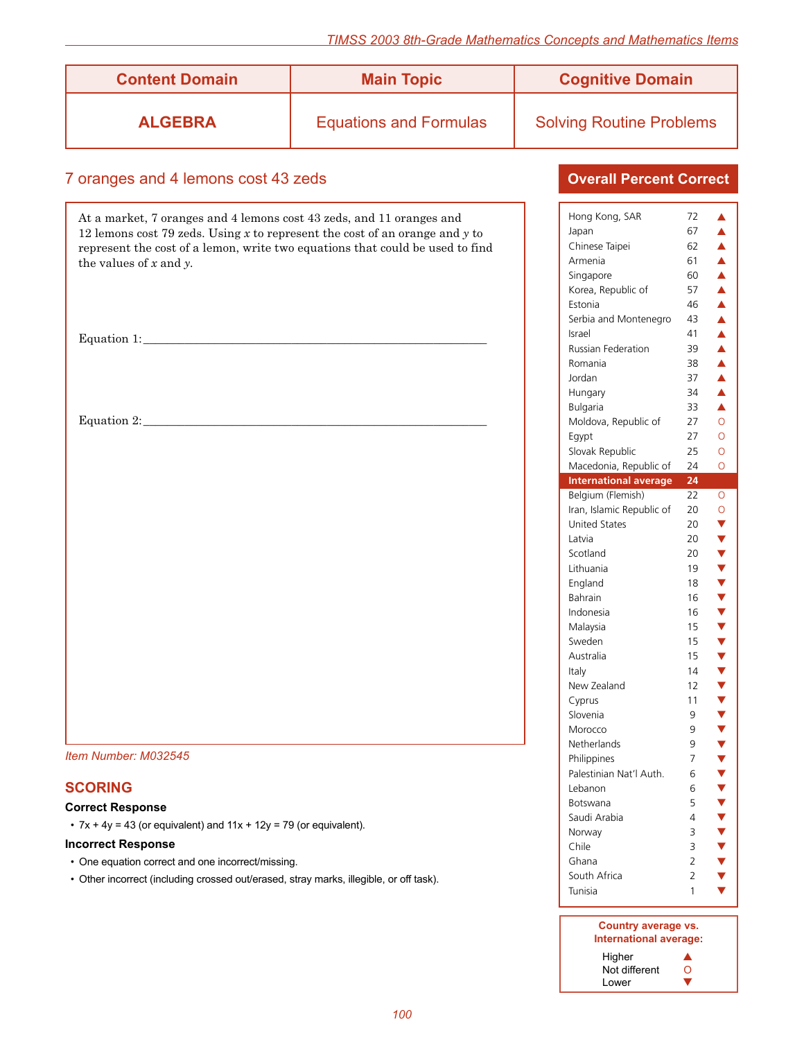| Content Domain | Main Topic | Cognitive Domain |
|---|---|---|
| **ALGEBRA** | Equations and Formulas | Solving Routine Problems |

## 7 oranges and 4 lemons cost 43 zeds

At a market, 7 oranges and 4 lemons cost 43 zeds, and 11 oranges and 12 lemons cost 79 zeds. Using $x$ to represent the cost of an orange and $y$ to represent the cost of a lemon, write two equations that could be used to find the values of $x$ and $y$.

Equation 1:\_\_\_\_\_\_\_\_\_\_\_\_\_\_\_\_\_\_\_\_\_\_\_\_\_\_\_\_\_\_\_\_\_\_\_\_\_\_\_\_

Equation 2:\_\_\_\_\_\_\_\_\_\_\_\_\_\_\_\_\_\_\_\_\_\_\_\_\_\_\_\_\_\_\_\_\_\_\_\_\_\_\_\_

*Item Number: M032545*

## SCORING

**Correct Response**

- $7x + 4y = 43$ (or equivalent) and $11x + 12y = 79$ (or equivalent).

**Incorrect Response**

- One equation correct and one incorrect/missing.
- Other incorrect (including crossed out/erased, stray marks, illegible, or off task).

### Overall Percent Correct

| Country | Percent | |
|---|---|---|
| Hong Kong, SAR | 72 | ▲ |
| Japan | 67 | ▲ |
| Chinese Taipei | 62 | ▲ |
| Armenia | 61 | ▲ |
| Singapore | 60 | ▲ |
| Korea, Republic of | 57 | ▲ |
| Estonia | 46 | ▲ |
| Serbia and Montenegro | 43 | ▲ |
| Israel | 41 | ▲ |
| Russian Federation | 39 | ▲ |
| Romania | 38 | ▲ |
| Jordan | 37 | ▲ |
| Hungary | 34 | ▲ |
| Bulgaria | 33 | ▲ |
| Moldova, Republic of | 27 | O |
| Egypt | 27 | O |
| Slovak Republic | 25 | O |
| Macedonia, Republic of | 24 | O |
| **International average** | **24** | |
| Belgium (Flemish) | 22 | O |
| Iran, Islamic Republic of | 20 | O |
| United States | 20 | ▼ |
| Latvia | 20 | ▼ |
| Scotland | 20 | ▼ |
| Lithuania | 19 | ▼ |
| England | 18 | ▼ |
| Bahrain | 16 | ▼ |
| Indonesia | 16 | ▼ |
| Malaysia | 15 | ▼ |
| Sweden | 15 | ▼ |
| Australia | 15 | ▼ |
| Italy | 14 | ▼ |
| New Zealand | 12 | ▼ |
| Cyprus | 11 | ▼ |
| Slovenia | 9 | ▼ |
| Morocco | 9 | ▼ |
| Netherlands | 9 | ▼ |
| Philippines | 7 | ▼ |
| Palestinian Nat'l Auth. | 6 | ▼ |
| Lebanon | 6 | ▼ |
| Botswana | 5 | ▼ |
| Saudi Arabia | 4 | ▼ |
| Norway | 3 | ▼ |
| Chile | 3 | ▼ |
| Ghana | 2 | ▼ |
| South Africa | 2 | ▼ |
| Tunisia | 1 | ▼ |

**Country average vs. International average:**

- Higher ▲
- Not different O
- Lower ▼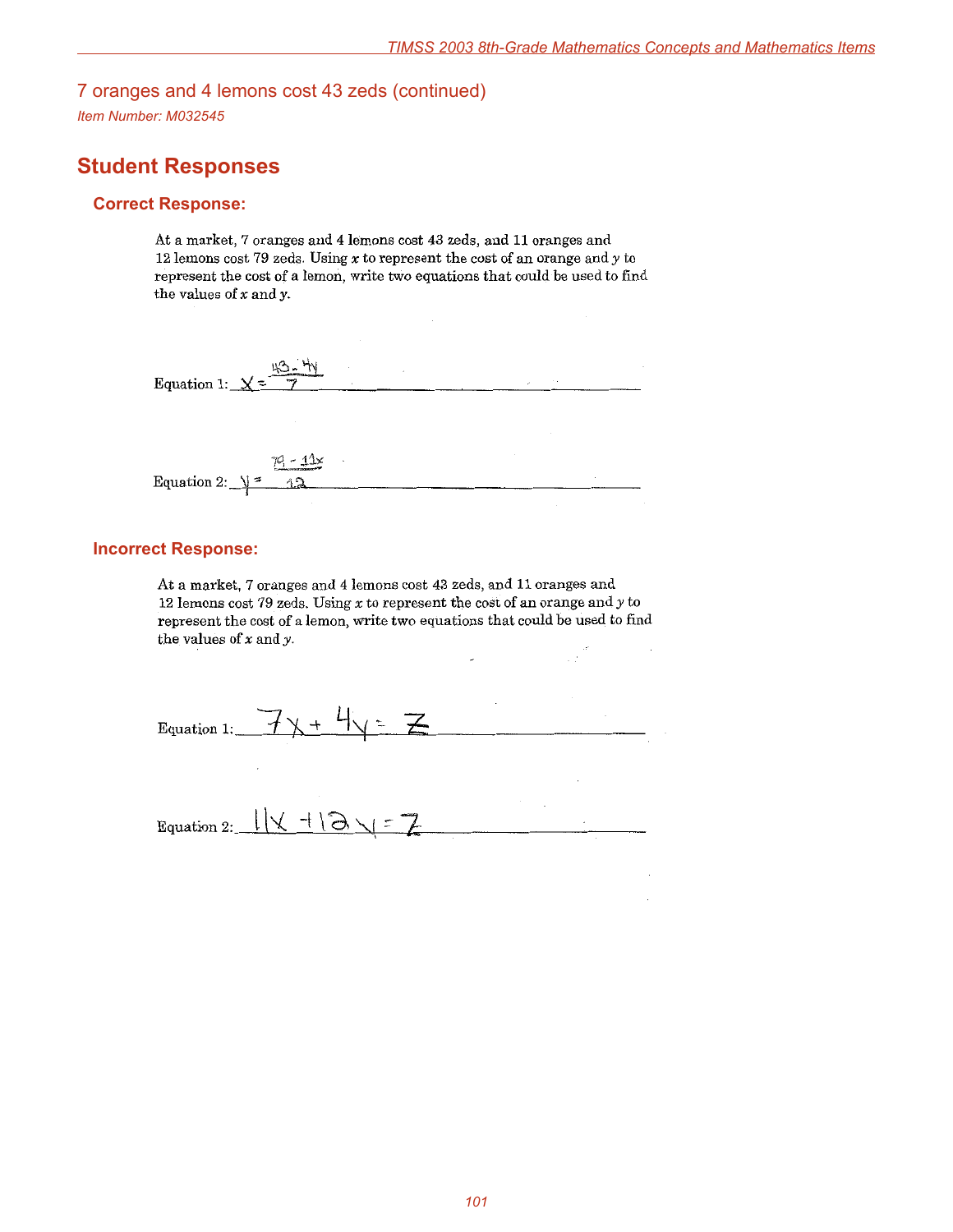# 7 oranges and 4 lemons cost 43 zeds (continued)

*Item Number: M032545*

## Student Responses

### Correct Response:

At a market, 7 oranges and 4 lemons cost 43 zeds, and 11 oranges and 12 lemons cost 79 zeds. Using $x$ to represent the cost of an orange and $y$ to represent the cost of a lemon, write two equations that could be used to find the values of $x$ and $y$.

Equation 1: $x = \frac{43 - 4y}{7}$

Equation 2: $y = \frac{79 - 11x}{12}$

### Incorrect Response:

At a market, 7 oranges and 4 lemons cost 43 zeds, and 11 oranges and 12 lemons cost 79 zeds. Using $x$ to represent the cost of an orange and $y$ to represent the cost of a lemon, write two equations that could be used to find the values of $x$ and $y$.

Equation 1: $7x + 4y = Z$

Equation 2: $11x + 12y = Z$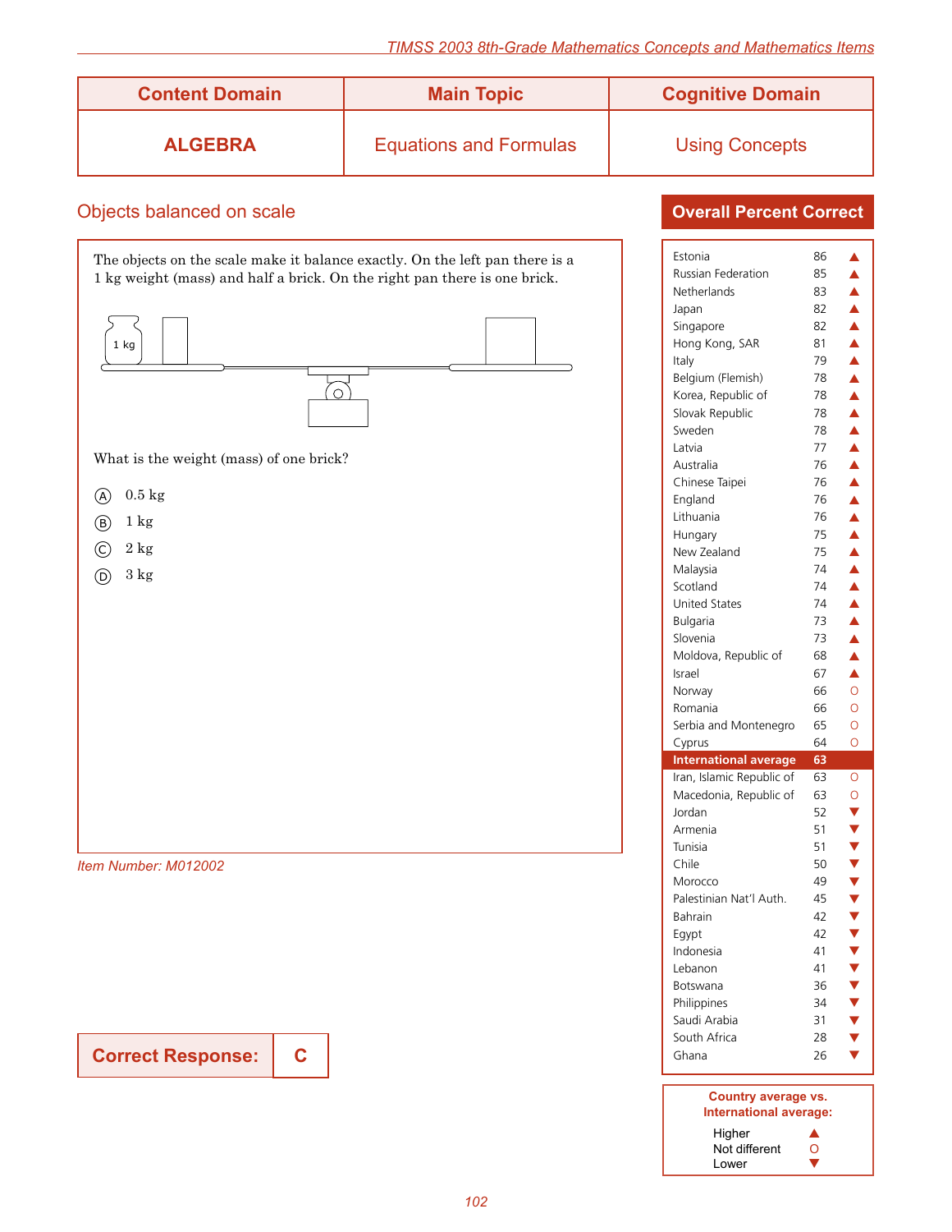| Content Domain | Main Topic | Cognitive Domain |
| --- | --- | --- |
| **ALGEBRA** | Equations and Formulas | Using Concepts |

## Objects balanced on scale

The objects on the scale make it balance exactly. On the left pan there is a 1 kg weight (mass) and half a brick. On the right pan there is one brick.

1 kg

What is the weight (mass) of one brick?

Ⓐ 0.5 kg

Ⓑ 1 kg

Ⓒ 2 kg

Ⓓ 3 kg

*Item Number: M012002*

**Correct Response: C**

### Overall Percent Correct

| Country | Percent | |
| --- | --- | --- |
| Estonia | 86 | ▲ |
| Russian Federation | 85 | ▲ |
| Netherlands | 83 | ▲ |
| Japan | 82 | ▲ |
| Singapore | 82 | ▲ |
| Hong Kong, SAR | 81 | ▲ |
| Italy | 79 | ▲ |
| Belgium (Flemish) | 78 | ▲ |
| Korea, Republic of | 78 | ▲ |
| Slovak Republic | 78 | ▲ |
| Sweden | 78 | ▲ |
| Latvia | 77 | ▲ |
| Australia | 76 | ▲ |
| Chinese Taipei | 76 | ▲ |
| England | 76 | ▲ |
| Lithuania | 76 | ▲ |
| Hungary | 75 | ▲ |
| New Zealand | 75 | ▲ |
| Malaysia | 74 | ▲ |
| Scotland | 74 | ▲ |
| United States | 74 | ▲ |
| Bulgaria | 73 | ▲ |
| Slovenia | 73 | ▲ |
| Moldova, Republic of | 68 | ▲ |
| Israel | 67 | ▲ |
| Norway | 66 | O |
| Romania | 66 | O |
| Serbia and Montenegro | 65 | O |
| Cyprus | 64 | O |
| **International average** | **63** | |
| Iran, Islamic Republic of | 63 | O |
| Macedonia, Republic of | 63 | O |
| Jordan | 52 | ▼ |
| Armenia | 51 | ▼ |
| Tunisia | 51 | ▼ |
| Chile | 50 | ▼ |
| Morocco | 49 | ▼ |
| Palestinian Nat'l Auth. | 45 | ▼ |
| Bahrain | 42 | ▼ |
| Egypt | 42 | ▼ |
| Indonesia | 41 | ▼ |
| Lebanon | 41 | ▼ |
| Botswana | 36 | ▼ |
| Philippines | 34 | ▼ |
| Saudi Arabia | 31 | ▼ |
| South Africa | 28 | ▼ |
| Ghana | 26 | ▼ |

**Country average vs. International average:**

- Higher ▲
- Not different O
- Lower ▼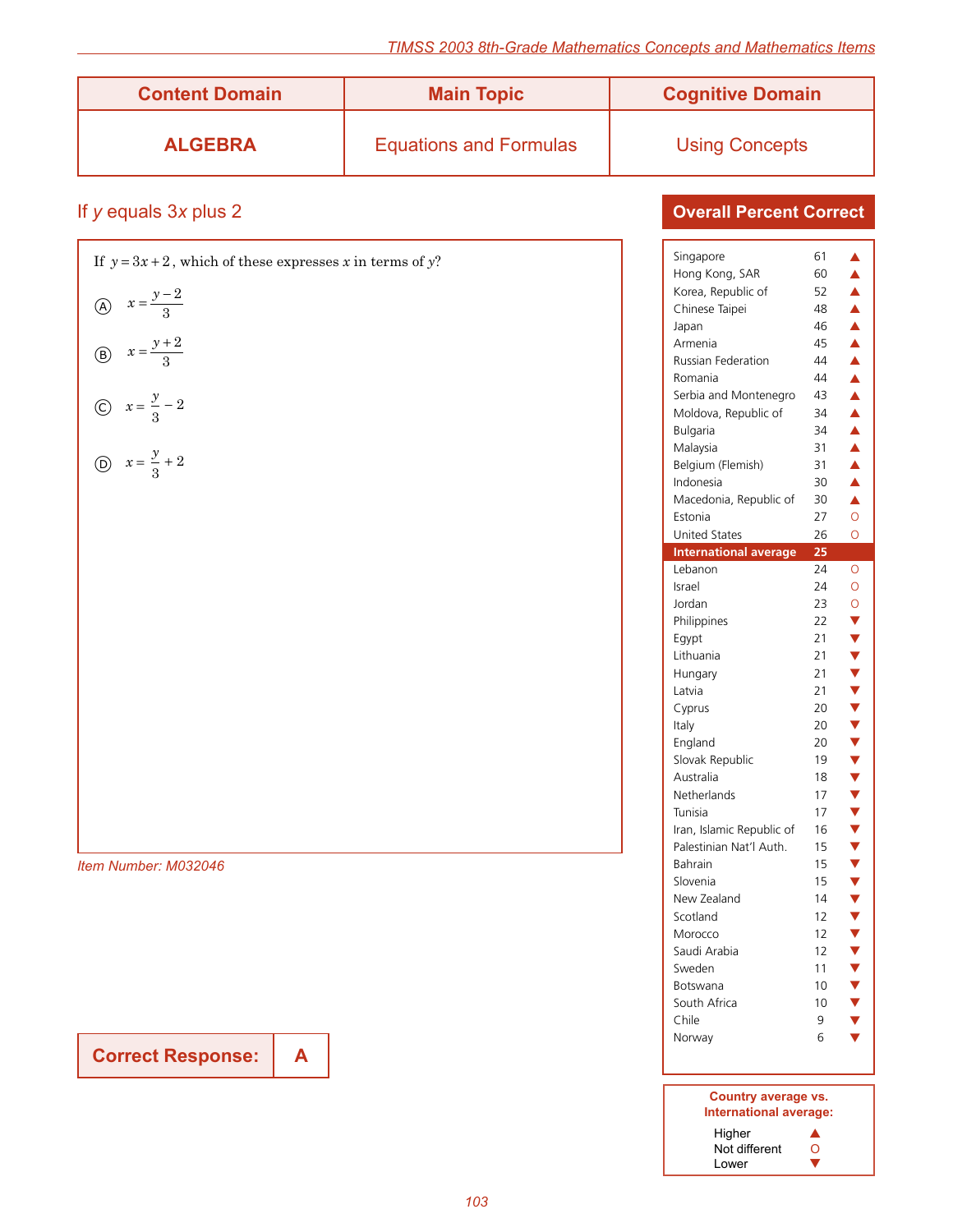| Content Domain | Main Topic | Cognitive Domain |
|---|---|---|
| **ALGEBRA** | Equations and Formulas | Using Concepts |

## If $y$ equals $3x$ plus 2

If $y = 3x + 2$, which of these expresses $x$ in terms of $y$?

Ⓐ $x = \frac{y-2}{3}$

Ⓑ $x = \frac{y+2}{3}$

Ⓒ $x = \frac{y}{3} - 2$

Ⓓ $x = \frac{y}{3} + 2$

*Item Number: M032046*

**Correct Response: A**

### Overall Percent Correct

| Country | Percent | |
|---|---|---|
| Singapore | 61 | ▲ |
| Hong Kong, SAR | 60 | ▲ |
| Korea, Republic of | 52 | ▲ |
| Chinese Taipei | 48 | ▲ |
| Japan | 46 | ▲ |
| Armenia | 45 | ▲ |
| Russian Federation | 44 | ▲ |
| Romania | 44 | ▲ |
| Serbia and Montenegro | 43 | ▲ |
| Moldova, Republic of | 34 | ▲ |
| Bulgaria | 34 | ▲ |
| Malaysia | 31 | ▲ |
| Belgium (Flemish) | 31 | ▲ |
| Indonesia | 30 | ▲ |
| Macedonia, Republic of | 30 | ▲ |
| Estonia | 27 | O |
| United States | 26 | O |
| **International average** | **25** | |
| Lebanon | 24 | O |
| Israel | 24 | O |
| Jordan | 23 | O |
| Philippines | 22 | ▼ |
| Egypt | 21 | ▼ |
| Lithuania | 21 | ▼ |
| Hungary | 21 | ▼ |
| Latvia | 21 | ▼ |
| Cyprus | 20 | ▼ |
| Italy | 20 | ▼ |
| England | 20 | ▼ |
| Slovak Republic | 19 | ▼ |
| Australia | 18 | ▼ |
| Netherlands | 17 | ▼ |
| Tunisia | 17 | ▼ |
| Iran, Islamic Republic of | 16 | ▼ |
| Palestinian Nat'l Auth. | 15 | ▼ |
| Bahrain | 15 | ▼ |
| Slovenia | 15 | ▼ |
| New Zealand | 14 | ▼ |
| Scotland | 12 | ▼ |
| Morocco | 12 | ▼ |
| Saudi Arabia | 12 | ▼ |
| Sweden | 11 | ▼ |
| Botswana | 10 | ▼ |
| South Africa | 10 | ▼ |
| Chile | 9 | ▼ |
| Norway | 6 | ▼ |

**Country average vs. International average:**

- Higher ▲
- Not different O
- Lower ▼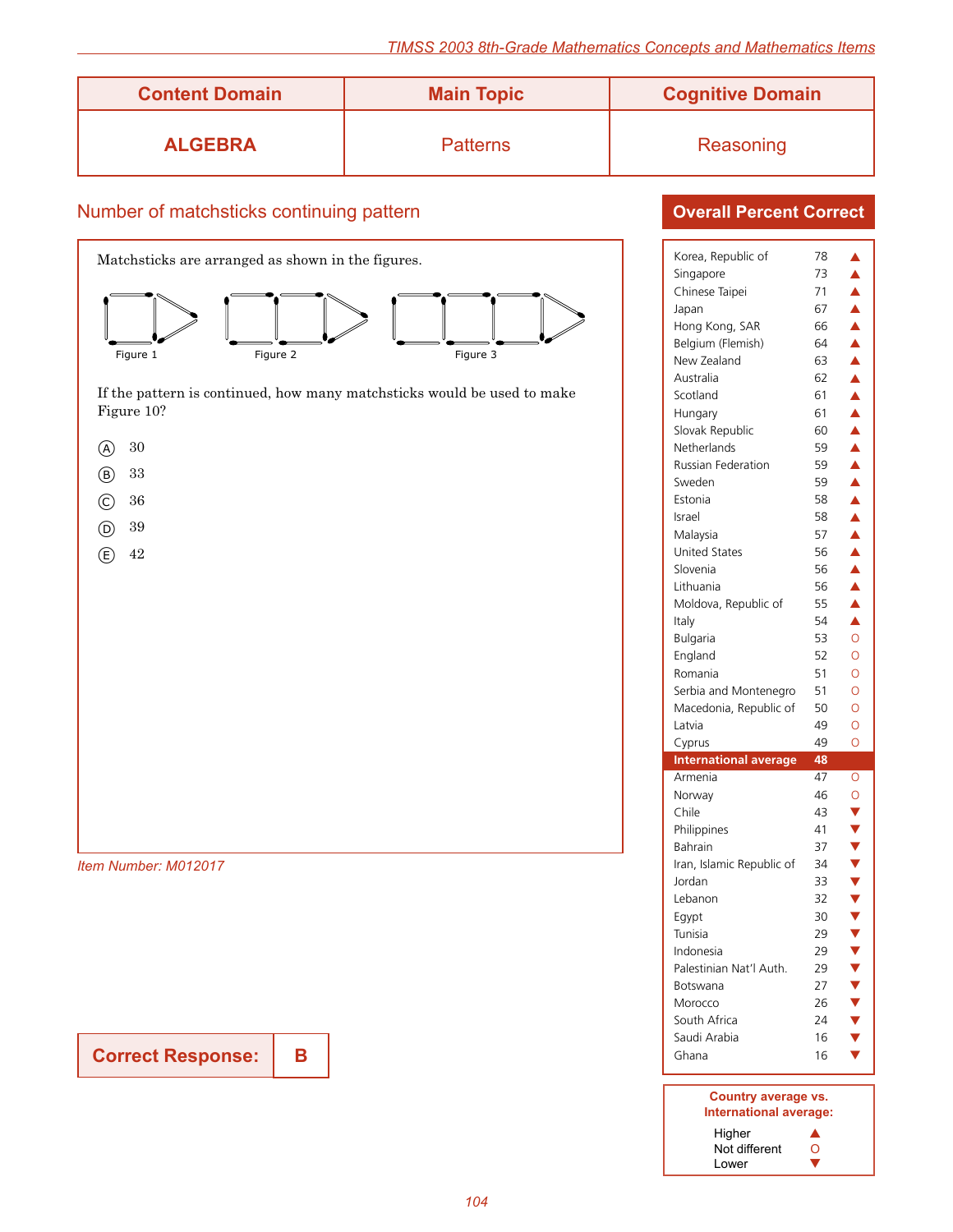| Content Domain | Main Topic | Cognitive Domain |
|---|---|---|
| **ALGEBRA** | Patterns | Reasoning |

## Number of matchsticks continuing pattern

Matchsticks are arranged as shown in the figures.

Figure 1 Figure 2 Figure 3

If the pattern is continued, how many matchsticks would be used to make Figure 10?

Ⓐ 30

Ⓑ 33

Ⓒ 36

Ⓓ 39

Ⓔ 42

*Item Number: M012017*

**Correct Response: B**

### Overall Percent Correct

| Country | Percent | vs. Int'l avg. |
|---|---|---|
| Korea, Republic of | 78 | ▲ |
| Singapore | 73 | ▲ |
| Chinese Taipei | 71 | ▲ |
| Japan | 67 | ▲ |
| Hong Kong, SAR | 66 | ▲ |
| Belgium (Flemish) | 64 | ▲ |
| New Zealand | 63 | ▲ |
| Australia | 62 | ▲ |
| Scotland | 61 | ▲ |
| Hungary | 61 | ▲ |
| Slovak Republic | 60 | ▲ |
| Netherlands | 59 | ▲ |
| Russian Federation | 59 | ▲ |
| Sweden | 59 | ▲ |
| Estonia | 58 | ▲ |
| Israel | 58 | ▲ |
| Malaysia | 57 | ▲ |
| United States | 56 | ▲ |
| Slovenia | 56 | ▲ |
| Lithuania | 56 | ▲ |
| Moldova, Republic of | 55 | ▲ |
| Italy | 54 | ▲ |
| Bulgaria | 53 | O |
| England | 52 | O |
| Romania | 51 | O |
| Serbia and Montenegro | 51 | O |
| Macedonia, Republic of | 50 | O |
| Latvia | 49 | O |
| Cyprus | 49 | O |
| **International average** | **48** | |
| Armenia | 47 | O |
| Norway | 46 | O |
| Chile | 43 | ▼ |
| Philippines | 41 | ▼ |
| Bahrain | 37 | ▼ |
| Iran, Islamic Republic of | 34 | ▼ |
| Jordan | 33 | ▼ |
| Lebanon | 32 | ▼ |
| Egypt | 30 | ▼ |
| Tunisia | 29 | ▼ |
| Indonesia | 29 | ▼ |
| Palestinian Nat'l Auth. | 29 | ▼ |
| Botswana | 27 | ▼ |
| Morocco | 26 | ▼ |
| South Africa | 24 | ▼ |
| Saudi Arabia | 16 | ▼ |
| Ghana | 16 | ▼ |

**Country average vs. International average:**

- Higher ▲
- Not different O
- Lower ▼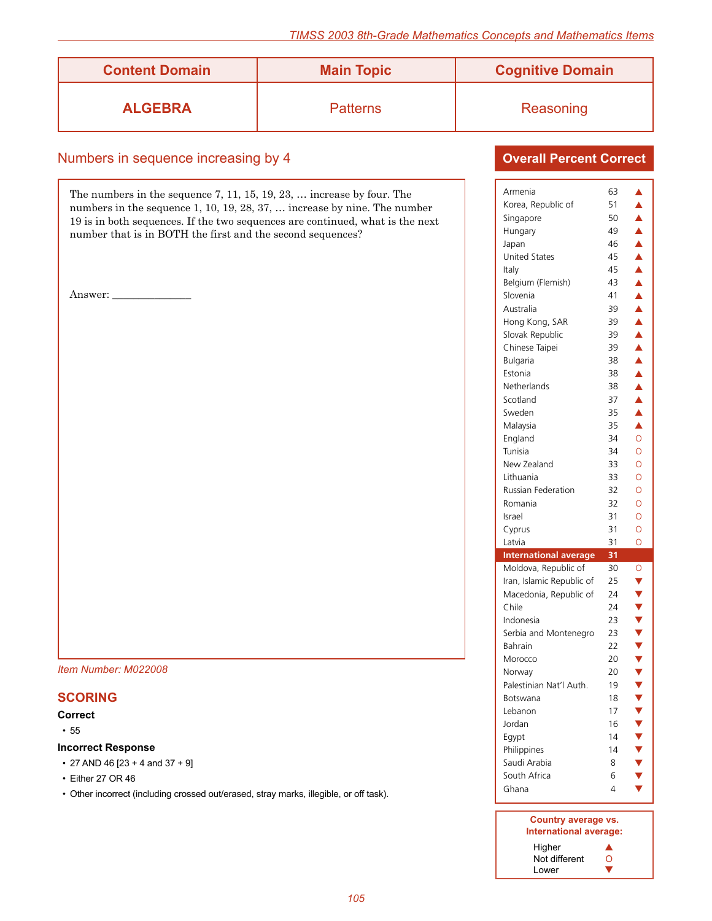| Content Domain | Main Topic | Cognitive Domain |
|---|---|---|
| **ALGEBRA** | Patterns | Reasoning |

## Numbers in sequence increasing by 4

The numbers in the sequence 7, 11, 15, 19, 23, … increase by four. The numbers in the sequence 1, 10, 19, 28, 37, … increase by nine. The number 19 is in both sequences. If the two sequences are continued, what is the next number that is in BOTH the first and the second sequences?

Answer: _______________

*Item Number: M022008*

## SCORING

**Correct**

- 55

**Incorrect Response**

- 27 AND 46 [23 + 4 and 37 + 9]
- Either 27 OR 46
- Other incorrect (including crossed out/erased, stray marks, illegible, or off task).

### Overall Percent Correct

| Country | Percent | |
|---|---|---|
| Armenia | 63 | ▲ |
| Korea, Republic of | 51 | ▲ |
| Singapore | 50 | ▲ |
| Hungary | 49 | ▲ |
| Japan | 46 | ▲ |
| United States | 45 | ▲ |
| Italy | 45 | ▲ |
| Belgium (Flemish) | 43 | ▲ |
| Slovenia | 41 | ▲ |
| Australia | 39 | ▲ |
| Hong Kong, SAR | 39 | ▲ |
| Slovak Republic | 39 | ▲ |
| Chinese Taipei | 39 | ▲ |
| Bulgaria | 38 | ▲ |
| Estonia | 38 | ▲ |
| Netherlands | 38 | ▲ |
| Scotland | 37 | ▲ |
| Sweden | 35 | ▲ |
| Malaysia | 35 | ▲ |
| England | 34 | O |
| Tunisia | 34 | O |
| New Zealand | 33 | O |
| Lithuania | 33 | O |
| Russian Federation | 32 | O |
| Romania | 32 | O |
| Israel | 31 | O |
| Cyprus | 31 | O |
| Latvia | 31 | O |
| **International average** | **31** | |
| Moldova, Republic of | 30 | O |
| Iran, Islamic Republic of | 25 | ▼ |
| Macedonia, Republic of | 24 | ▼ |
| Chile | 24 | ▼ |
| Indonesia | 23 | ▼ |
| Serbia and Montenegro | 23 | ▼ |
| Bahrain | 22 | ▼ |
| Morocco | 20 | ▼ |
| Norway | 20 | ▼ |
| Palestinian Nat'l Auth. | 19 | ▼ |
| Botswana | 18 | ▼ |
| Lebanon | 17 | ▼ |
| Jordan | 16 | ▼ |
| Egypt | 14 | ▼ |
| Philippines | 14 | ▼ |
| Saudi Arabia | 8 | ▼ |
| South Africa | 6 | ▼ |
| Ghana | 4 | ▼ |

**Country average vs. International average:**

| | |
|---|---|
| Higher | ▲ |
| Not different | O |
| Lower | ▼ |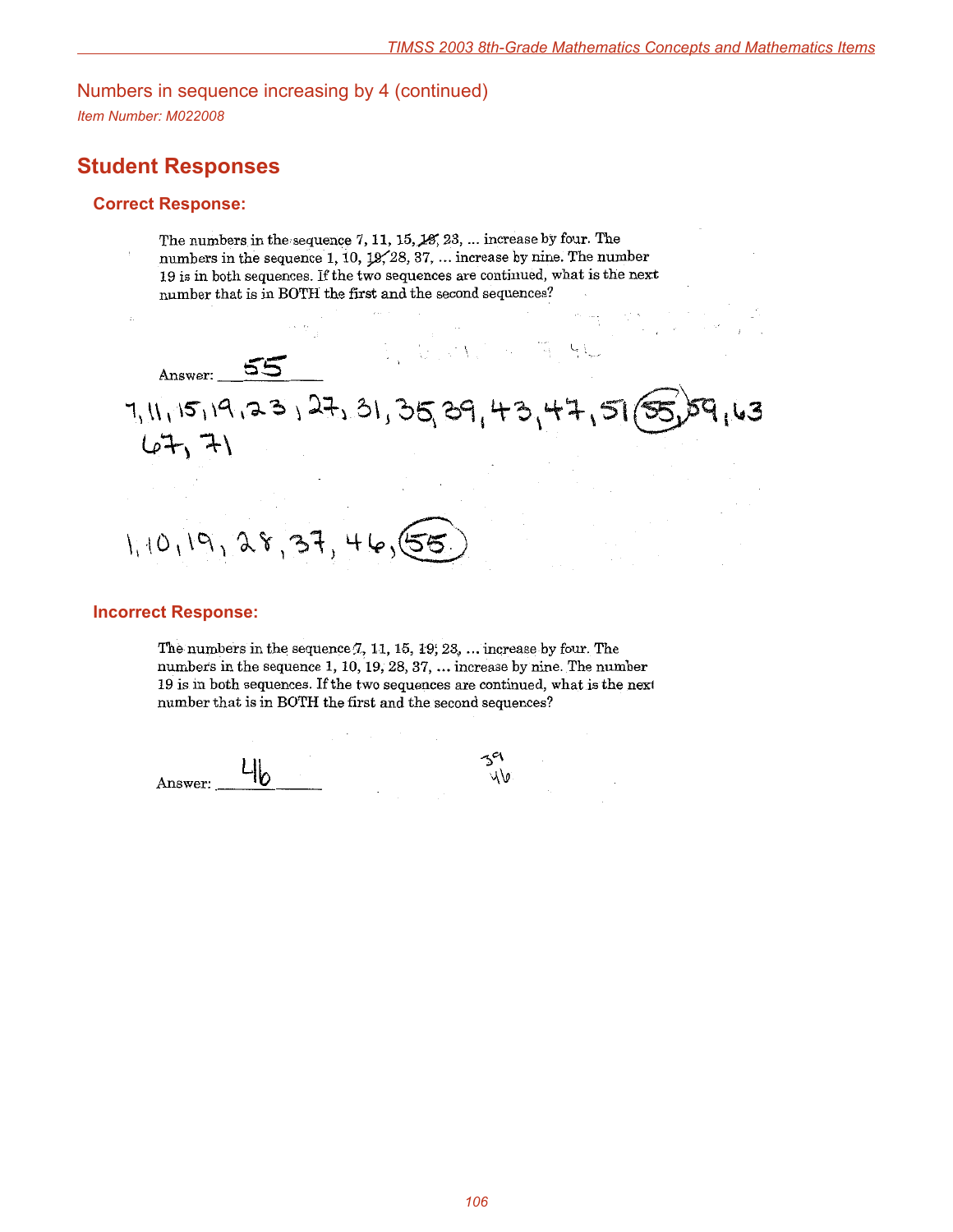## Numbers in sequence increasing by 4 (continued)

*Item Number: M022008*

# Student Responses

### Correct Response:

The numbers in the sequence 7, 11, 15, 19, 23, ... increase by four. The numbers in the sequence 1, 10, 19, 28, 37, ... increase by nine. The number 19 is in both sequences. If the two sequences are continued, what is the next number that is in BOTH the first and the second sequences?

Answer: 55

7, 11, 15, 19, 23, 27, 31, 35, 39, 43, 47, 51, (55), 59, 63, 67, 71

1, 10, 19, 28, 37, 46, (55)

### Incorrect Response:

The numbers in the sequence 7, 11, 15, 19, 23, ... increase by four. The numbers in the sequence 1, 10, 19, 28, 37, ... increase by nine. The number 19 is in both sequences. If the two sequences are continued, what is the next number that is in BOTH the first and the second sequences?

Answer: 46

39
46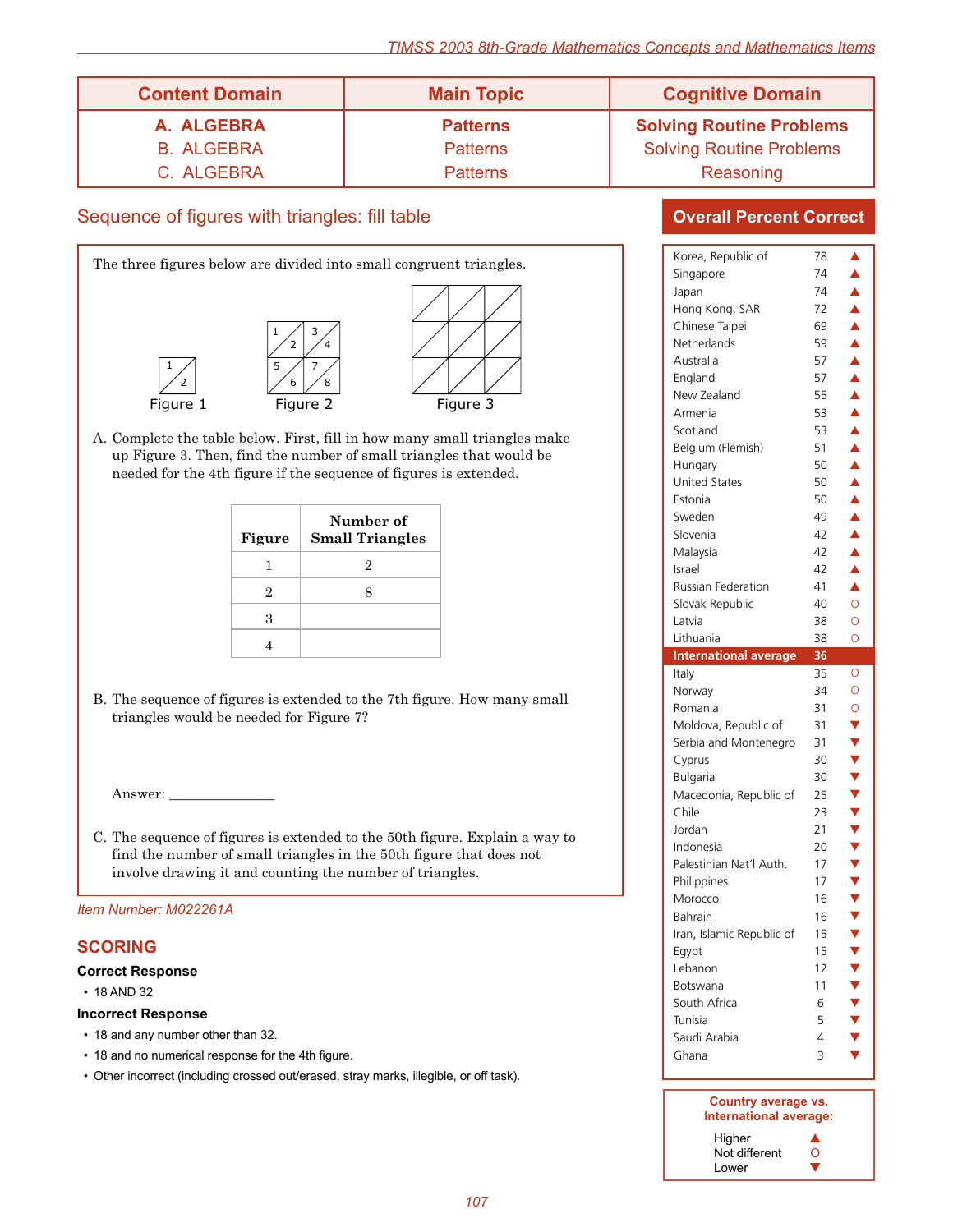| Content Domain | Main Topic | Cognitive Domain |
|---|---|---|
| **A. ALGEBRA** | **Patterns** | **Solving Routine Problems** |
| B. ALGEBRA | Patterns | Solving Routine Problems |
| C. ALGEBRA | Patterns | Reasoning |

## Sequence of figures with triangles: fill table

The three figures below are divided into small congruent triangles.

Figure 1   Figure 2   Figure 3

A. Complete the table below. First, fill in how many small triangles make up Figure 3. Then, find the number of small triangles that would be needed for the 4th figure if the sequence of figures is extended.

| Figure | Number of Small Triangles |
|---|---|
| 1 | 2 |
| 2 | 8 |
| 3 | |
| 4 | |

B. The sequence of figures is extended to the 7th figure. How many small triangles would be needed for Figure 7?

Answer: ______________

C. The sequence of figures is extended to the 50th figure. Explain a way to find the number of small triangles in the 50th figure that does not involve drawing it and counting the number of triangles.

*Item Number: M022261A*

## SCORING

**Correct Response**

- 18 AND 32

**Incorrect Response**

- 18 and any number other than 32.
- 18 and no numerical response for the 4th figure.
- Other incorrect (including crossed out/erased, stray marks, illegible, or off task).

## Overall Percent Correct

| Country | Percent | |
|---|---|---|
| Korea, Republic of | 78 | ▲ |
| Singapore | 74 | ▲ |
| Japan | 74 | ▲ |
| Hong Kong, SAR | 72 | ▲ |
| Chinese Taipei | 69 | ▲ |
| Netherlands | 59 | ▲ |
| Australia | 57 | ▲ |
| England | 57 | ▲ |
| New Zealand | 55 | ▲ |
| Armenia | 53 | ▲ |
| Scotland | 53 | ▲ |
| Belgium (Flemish) | 51 | ▲ |
| Hungary | 50 | ▲ |
| United States | 50 | ▲ |
| Estonia | 50 | ▲ |
| Sweden | 49 | ▲ |
| Slovenia | 42 | ▲ |
| Malaysia | 42 | ▲ |
| Israel | 42 | ▲ |
| Russian Federation | 41 | ▲ |
| Slovak Republic | 40 | O |
| Latvia | 38 | O |
| Lithuania | 38 | O |
| **International average** | **36** | |
| Italy | 35 | O |
| Norway | 34 | O |
| Romania | 31 | O |
| Moldova, Republic of | 31 | ▼ |
| Serbia and Montenegro | 31 | ▼ |
| Cyprus | 30 | ▼ |
| Bulgaria | 30 | ▼ |
| Macedonia, Republic of | 25 | ▼ |
| Chile | 23 | ▼ |
| Jordan | 21 | ▼ |
| Indonesia | 20 | ▼ |
| Palestinian Nat'l Auth. | 17 | ▼ |
| Philippines | 17 | ▼ |
| Morocco | 16 | ▼ |
| Bahrain | 16 | ▼ |
| Iran, Islamic Republic of | 15 | ▼ |
| Egypt | 15 | ▼ |
| Lebanon | 12 | ▼ |
| Botswana | 11 | ▼ |
| South Africa | 6 | ▼ |
| Tunisia | 5 | ▼ |
| Saudi Arabia | 4 | ▼ |
| Ghana | 3 | ▼ |

**Country average vs. International average:**

- Higher ▲
- Not different O
- Lower ▼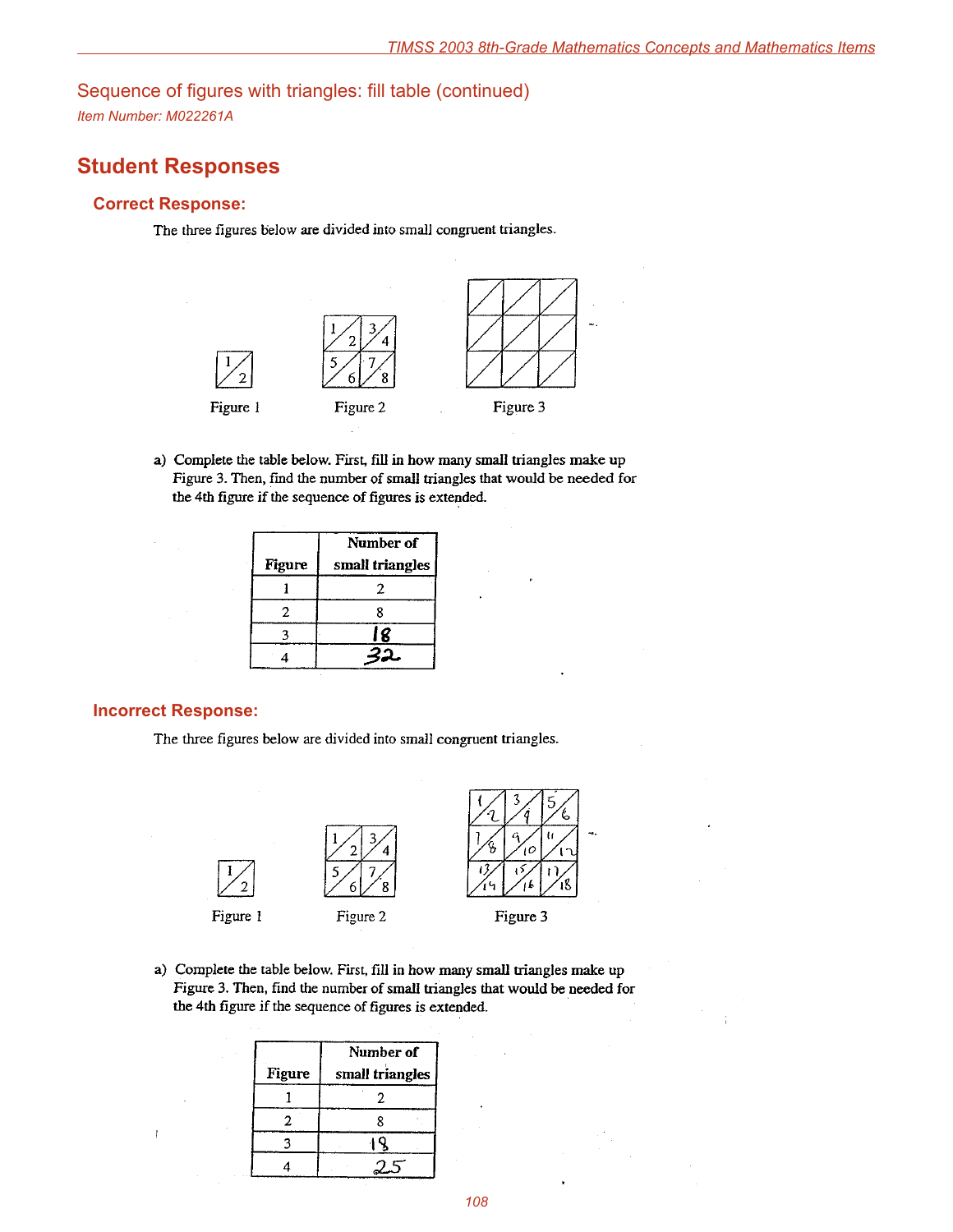## Sequence of figures with triangles: fill table (continued)

*Item Number: M022261A*

# Student Responses

### Correct Response:

The three figures below are divided into small congruent triangles.

Figure 1 &nbsp;&nbsp;&nbsp; Figure 2 &nbsp;&nbsp;&nbsp; Figure 3

a) Complete the table below. First, fill in how many small triangles make up Figure 3. Then, find the number of small triangles that would be needed for the 4th figure if the sequence of figures is extended.

| Figure | Number of small triangles |
|---|---|
| 1 | 2 |
| 2 | 8 |
| 3 | 18 |
| 4 | 32 |

### Incorrect Response:

The three figures below are divided into small congruent triangles.

Figure 1 &nbsp;&nbsp;&nbsp; Figure 2 &nbsp;&nbsp;&nbsp; Figure 3

a) Complete the table below. First, fill in how many small triangles make up Figure 3. Then, find the number of small triangles that would be needed for the 4th figure if the sequence of figures is extended.

| Figure | Number of small triangles |
|---|---|
| 1 | 2 |
| 2 | 8 |
| 3 | 18 |
| 4 | 25 |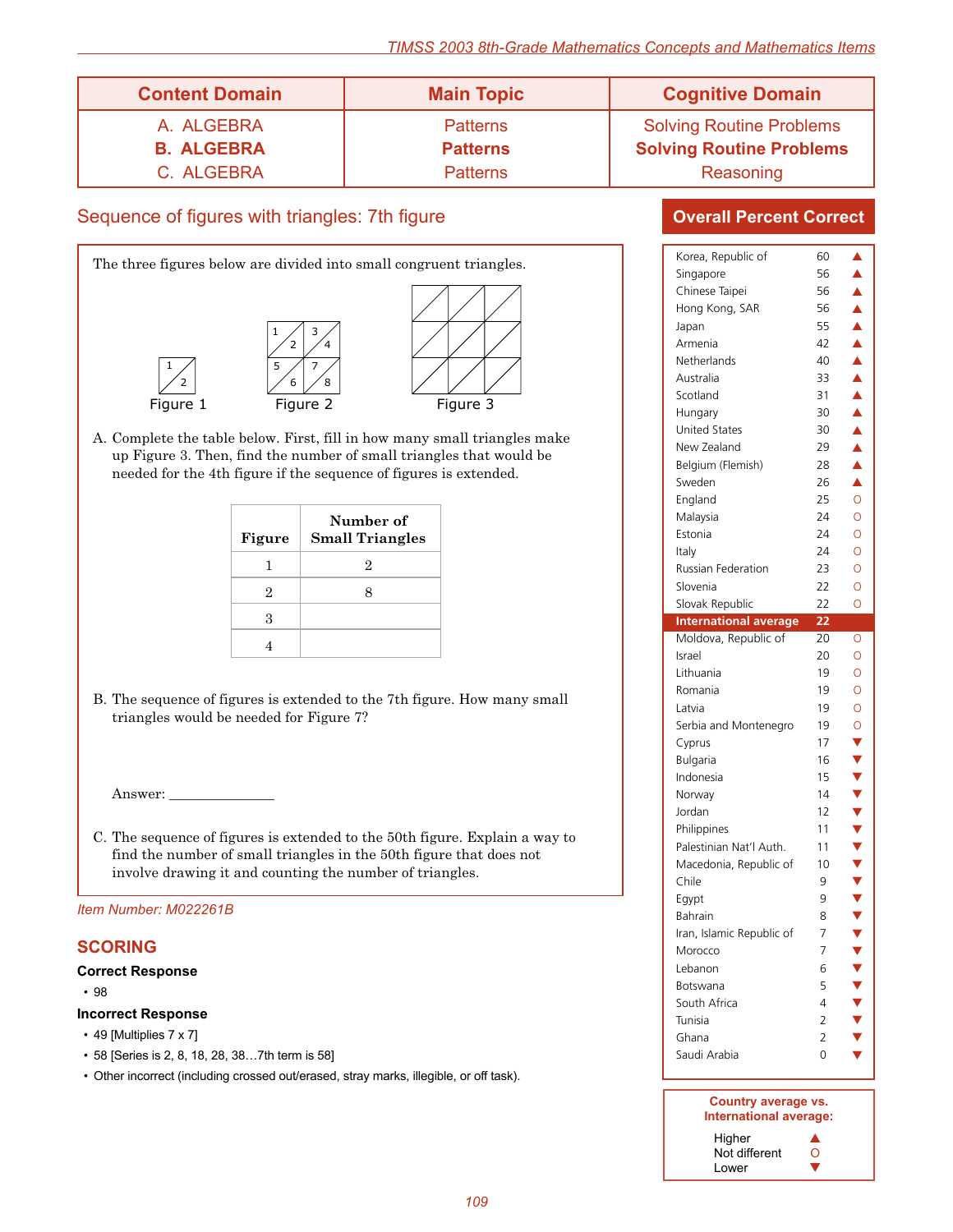| Content Domain | Main Topic | Cognitive Domain |
| --- | --- | --- |
| A. ALGEBRA | Patterns | Solving Routine Problems |
| **B. ALGEBRA** | **Patterns** | **Solving Routine Problems** |
| C. ALGEBRA | Patterns | Reasoning |

## Sequence of figures with triangles: 7th figure

The three figures below are divided into small congruent triangles.

Figure 1 Figure 2 Figure 3

A. Complete the table below. First, fill in how many small triangles make up Figure 3. Then, find the number of small triangles that would be needed for the 4th figure if the sequence of figures is extended.

| Figure | Number of Small Triangles |
| --- | --- |
| 1 | 2 |
| 2 | 8 |
| 3 | |
| 4 | |

B. The sequence of figures is extended to the 7th figure. How many small triangles would be needed for Figure 7?

Answer: ______________

C. The sequence of figures is extended to the 50th figure. Explain a way to find the number of small triangles in the 50th figure that does not involve drawing it and counting the number of triangles.

*Item Number: M022261B*

## SCORING

**Correct Response**

- 98

**Incorrect Response**

- 49 [Multiplies 7 x 7]
- 58 [Series is 2, 8, 18, 28, 38…7th term is 58]
- Other incorrect (including crossed out/erased, stray marks, illegible, or off task).

### Overall Percent Correct

| Country | Percent | |
| --- | --- | --- |
| Korea, Republic of | 60 | ▲ |
| Singapore | 56 | ▲ |
| Chinese Taipei | 56 | ▲ |
| Hong Kong, SAR | 56 | ▲ |
| Japan | 55 | ▲ |
| Armenia | 42 | ▲ |
| Netherlands | 40 | ▲ |
| Australia | 33 | ▲ |
| Scotland | 31 | ▲ |
| Hungary | 30 | ▲ |
| United States | 30 | ▲ |
| New Zealand | 29 | ▲ |
| Belgium (Flemish) | 28 | ▲ |
| Sweden | 26 | ▲ |
| England | 25 | O |
| Malaysia | 24 | O |
| Estonia | 24 | O |
| Italy | 24 | O |
| Russian Federation | 23 | O |
| Slovenia | 22 | O |
| Slovak Republic | 22 | O |
| **International average** | **22** | |
| Moldova, Republic of | 20 | O |
| Israel | 20 | O |
| Lithuania | 19 | O |
| Romania | 19 | O |
| Latvia | 19 | O |
| Serbia and Montenegro | 19 | O |
| Cyprus | 17 | ▼ |
| Bulgaria | 16 | ▼ |
| Indonesia | 15 | ▼ |
| Norway | 14 | ▼ |
| Jordan | 12 | ▼ |
| Philippines | 11 | ▼ |
| Palestinian Nat'l Auth. | 11 | ▼ |
| Macedonia, Republic of | 10 | ▼ |
| Chile | 9 | ▼ |
| Egypt | 9 | ▼ |
| Bahrain | 8 | ▼ |
| Iran, Islamic Republic of | 7 | ▼ |
| Morocco | 7 | ▼ |
| Lebanon | 6 | ▼ |
| Botswana | 5 | ▼ |
| South Africa | 4 | ▼ |
| Tunisia | 2 | ▼ |
| Ghana | 2 | ▼ |
| Saudi Arabia | 0 | ▼ |

**Country average vs. International average:**

- Higher ▲
- Not different O
- Lower ▼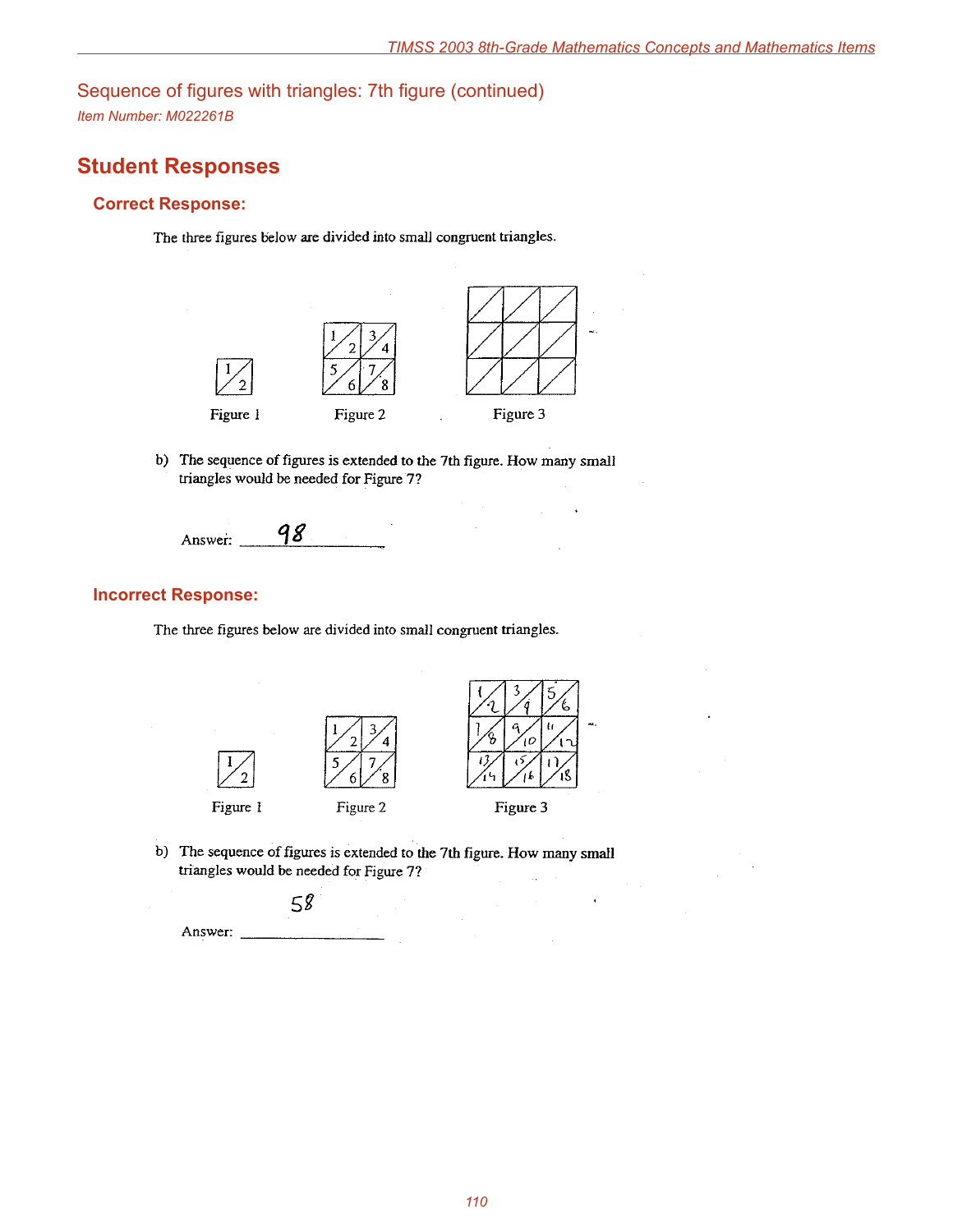## Sequence of figures with triangles: 7th figure (continued)

*Item Number: M022261B*

# Student Responses

### Correct Response:

The three figures below are divided into small congruent triangles.

Figure 1 Figure 2 Figure 3

b) The sequence of figures is extended to the 7th figure. How many small triangles would be needed for Figure 7?

Answer: 98

### Incorrect Response:

The three figures below are divided into small congruent triangles.

Figure 1 Figure 2 Figure 3

b) The sequence of figures is extended to the 7th figure. How many small triangles would be needed for Figure 7?

58

Answer: ________________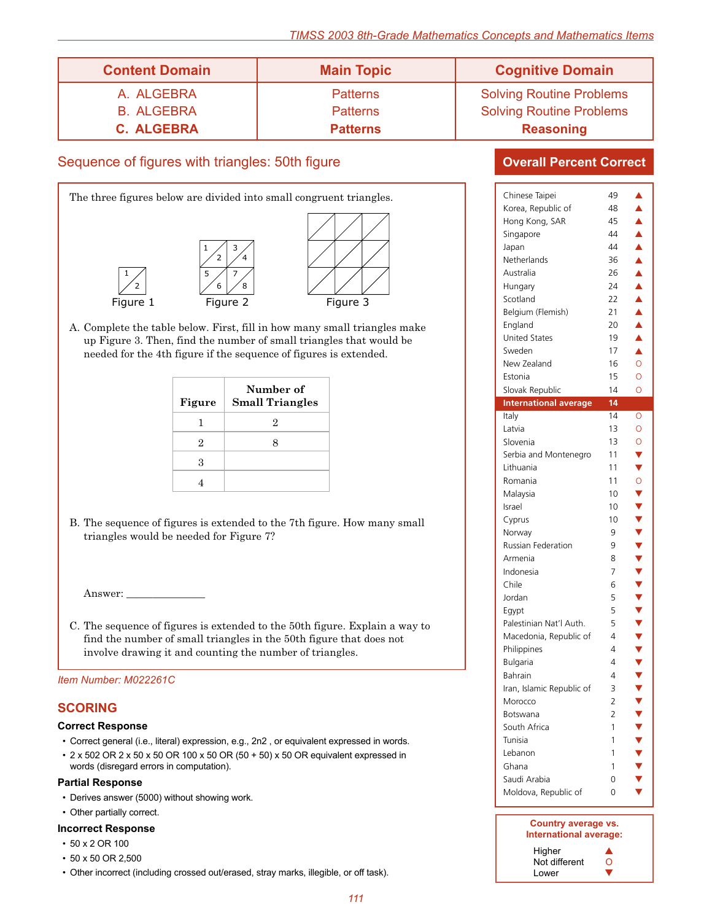| Content Domain | Main Topic | Cognitive Domain |
|---|---|---|
| A. ALGEBRA | Patterns | Solving Routine Problems |
| B. ALGEBRA | Patterns | Solving Routine Problems |
| **C. ALGEBRA** | **Patterns** | **Reasoning** |

## Sequence of figures with triangles: 50th figure

The three figures below are divided into small congruent triangles.

Figure 1 Figure 2 Figure 3

A. Complete the table below. First, fill in how many small triangles make up Figure 3. Then, find the number of small triangles that would be needed for the 4th figure if the sequence of figures is extended.

| Figure | Number of Small Triangles |
|---|---|
| 1 | 2 |
| 2 | 8 |
| 3 | |
| 4 | |

B. The sequence of figures is extended to the 7th figure. How many small triangles would be needed for Figure 7?

Answer: _______________

C. The sequence of figures is extended to the 50th figure. Explain a way to find the number of small triangles in the 50th figure that does not involve drawing it and counting the number of triangles.

*Item Number: M022261C*

## SCORING

### Correct Response

- Correct general (i.e., literal) expression, e.g., $2n2$ , or equivalent expressed in words.
- 2 x 502 OR 2 x 50 x 50 OR 100 x 50 OR (50 + 50) x 50 OR equivalent expressed in words (disregard errors in computation).

### Partial Response

- Derives answer (5000) without showing work.
- Other partially correct.

### Incorrect Response

- 50 x 2 OR 100
- 50 x 50 OR 2,500
- Other incorrect (including crossed out/erased, stray marks, illegible, or off task).

## Overall Percent Correct

| Country | Percent | |
|---|---|---|
| Chinese Taipei | 49 | ▲ |
| Korea, Republic of | 48 | ▲ |
| Hong Kong, SAR | 45 | ▲ |
| Singapore | 44 | ▲ |
| Japan | 44 | ▲ |
| Netherlands | 36 | ▲ |
| Australia | 26 | ▲ |
| Hungary | 24 | ▲ |
| Scotland | 22 | ▲ |
| Belgium (Flemish) | 21 | ▲ |
| England | 20 | ▲ |
| United States | 19 | ▲ |
| Sweden | 17 | ▲ |
| New Zealand | 16 | O |
| Estonia | 15 | O |
| Slovak Republic | 14 | O |
| **International average** | **14** | |
| Italy | 14 | O |
| Latvia | 13 | O |
| Slovenia | 13 | O |
| Serbia and Montenegro | 11 | ▼ |
| Lithuania | 11 | ▼ |
| Romania | 11 | O |
| Malaysia | 10 | ▼ |
| Israel | 10 | ▼ |
| Cyprus | 10 | ▼ |
| Norway | 9 | ▼ |
| Russian Federation | 9 | ▼ |
| Armenia | 8 | ▼ |
| Indonesia | 7 | ▼ |
| Chile | 6 | ▼ |
| Jordan | 5 | ▼ |
| Egypt | 5 | ▼ |
| Palestinian Nat'l Auth. | 5 | ▼ |
| Macedonia, Republic of | 4 | ▼ |
| Philippines | 4 | ▼ |
| Bulgaria | 4 | ▼ |
| Bahrain | 4 | ▼ |
| Iran, Islamic Republic of | 3 | ▼ |
| Morocco | 2 | ▼ |
| Botswana | 2 | ▼ |
| South Africa | 1 | ▼ |
| Tunisia | 1 | ▼ |
| Lebanon | 1 | ▼ |
| Ghana | 1 | ▼ |
| Saudi Arabia | 0 | ▼ |
| Moldova, Republic of | 0 | ▼ |

**Country average vs. International average:**

- Higher ▲
- Not different O
- Lower ▼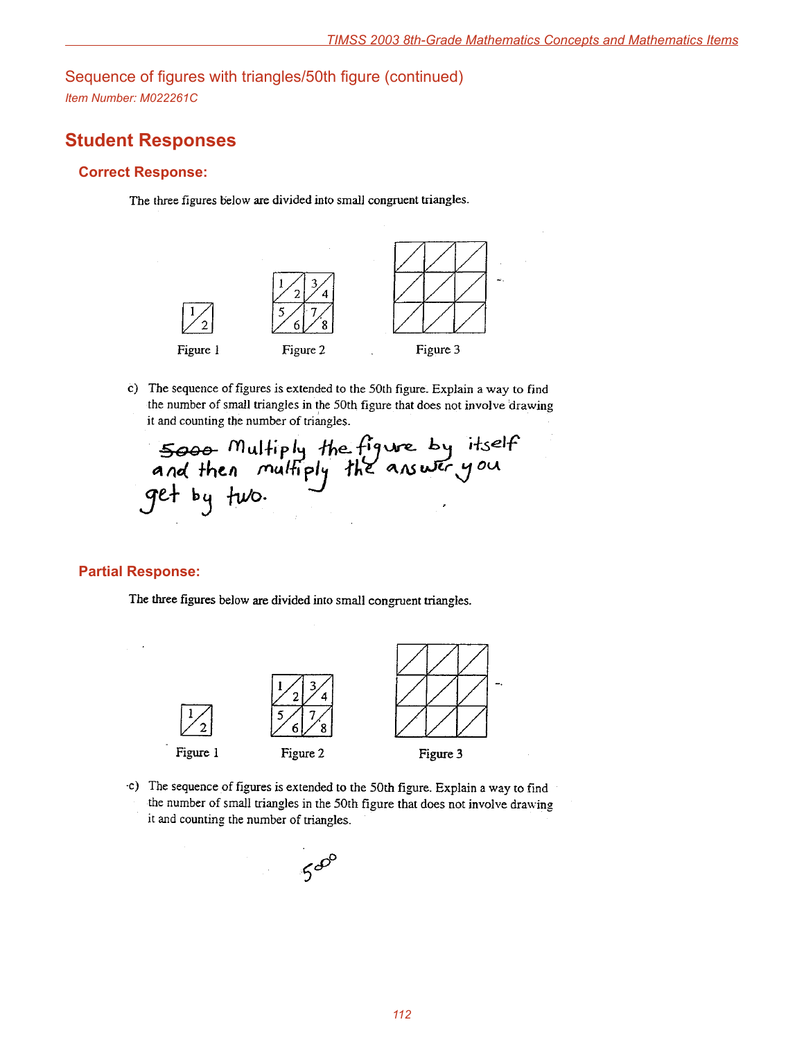## Sequence of figures with triangles/50th figure (continued)

*Item Number: M022261C*

# Student Responses

## Correct Response:

The three figures below are divided into small congruent triangles.

| | | |
|---|---|---|
| 1 2 | 1 2 3 4 5 6 7 8 | |
| Figure 1 | Figure 2 | Figure 3 |

c) The sequence of figures is extended to the 50th figure. Explain a way to find the number of small triangles in the 50th figure that does not involve drawing it and counting the number of triangles.

~~5000~~ Multiply the figure by itself and then multiply the answer you get by two.

## Partial Response:

The three figures below are divided into small congruent triangles.

| | | |
|---|---|---|
| 1 2 | 1 2 3 4 5 6 7 8 | |
| Figure 1 | Figure 2 | Figure 3 |

c) The sequence of figures is extended to the 50th figure. Explain a way to find the number of small triangles in the 50th figure that does not involve drawing it and counting the number of triangles.

500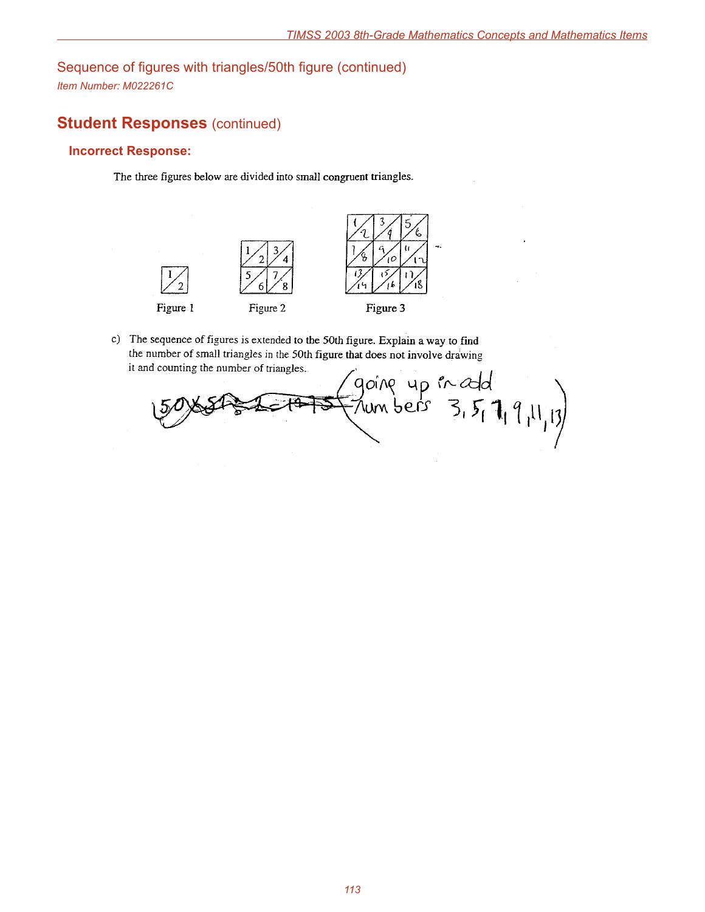## Sequence of figures with triangles/50th figure (continued)

*Item Number: M022261C*

# Student Responses (continued)

### Incorrect Response:

The three figures below are divided into small congruent triangles.

Figure 1 | Figure 2 | Figure 3

c) The sequence of figures is extended to the 50th figure. Explain a way to find the number of small triangles in the 50th figure that does not involve drawing it and counting the number of triangles.

~~50 × 51 ÷ 2 = 1275~~ (going up in odd numbers 3, 5, 7, 9, 11, 13)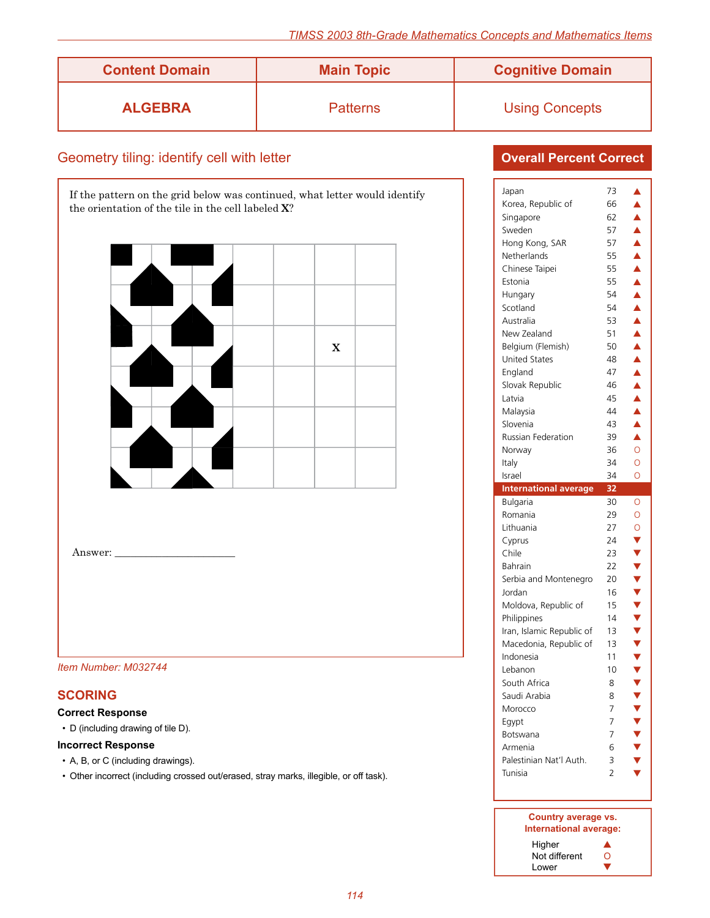| Content Domain | Main Topic | Cognitive Domain |
| --- | --- | --- |
| **ALGEBRA** | Patterns | Using Concepts |

## Geometry tiling: identify cell with letter

If the pattern on the grid below was continued, what letter would identify the orientation of the tile in the cell labeled **X**?

X

Answer: ____________________

*Item Number: M032744*

## SCORING

**Correct Response**

- D (including drawing of tile D).

**Incorrect Response**

- A, B, or C (including drawings).
- Other incorrect (including crossed out/erased, stray marks, illegible, or off task).

### Overall Percent Correct

| Country | Percent | |
| --- | --- | --- |
| Japan | 73 | ▲ |
| Korea, Republic of | 66 | ▲ |
| Singapore | 62 | ▲ |
| Sweden | 57 | ▲ |
| Hong Kong, SAR | 57 | ▲ |
| Netherlands | 55 | ▲ |
| Chinese Taipei | 55 | ▲ |
| Estonia | 55 | ▲ |
| Hungary | 54 | ▲ |
| Scotland | 54 | ▲ |
| Australia | 53 | ▲ |
| New Zealand | 51 | ▲ |
| Belgium (Flemish) | 50 | ▲ |
| United States | 48 | ▲ |
| England | 47 | ▲ |
| Slovak Republic | 46 | ▲ |
| Latvia | 45 | ▲ |
| Malaysia | 44 | ▲ |
| Slovenia | 43 | ▲ |
| Russian Federation | 39 | ▲ |
| Norway | 36 | O |
| Italy | 34 | O |
| Israel | 34 | O |
| **International average** | **32** | |
| Bulgaria | 30 | O |
| Romania | 29 | O |
| Lithuania | 27 | O |
| Cyprus | 24 | ▼ |
| Chile | 23 | ▼ |
| Bahrain | 22 | ▼ |
| Serbia and Montenegro | 20 | ▼ |
| Jordan | 16 | ▼ |
| Moldova, Republic of | 15 | ▼ |
| Philippines | 14 | ▼ |
| Iran, Islamic Republic of | 13 | ▼ |
| Macedonia, Republic of | 13 | ▼ |
| Indonesia | 11 | ▼ |
| Lebanon | 10 | ▼ |
| South Africa | 8 | ▼ |
| Saudi Arabia | 8 | ▼ |
| Morocco | 7 | ▼ |
| Egypt | 7 | ▼ |
| Botswana | 7 | ▼ |
| Armenia | 6 | ▼ |
| Palestinian Nat'l Auth. | 3 | ▼ |
| Tunisia | 2 | ▼ |

**Country average vs. International average:**

- Higher ▲
- Not different O
- Lower ▼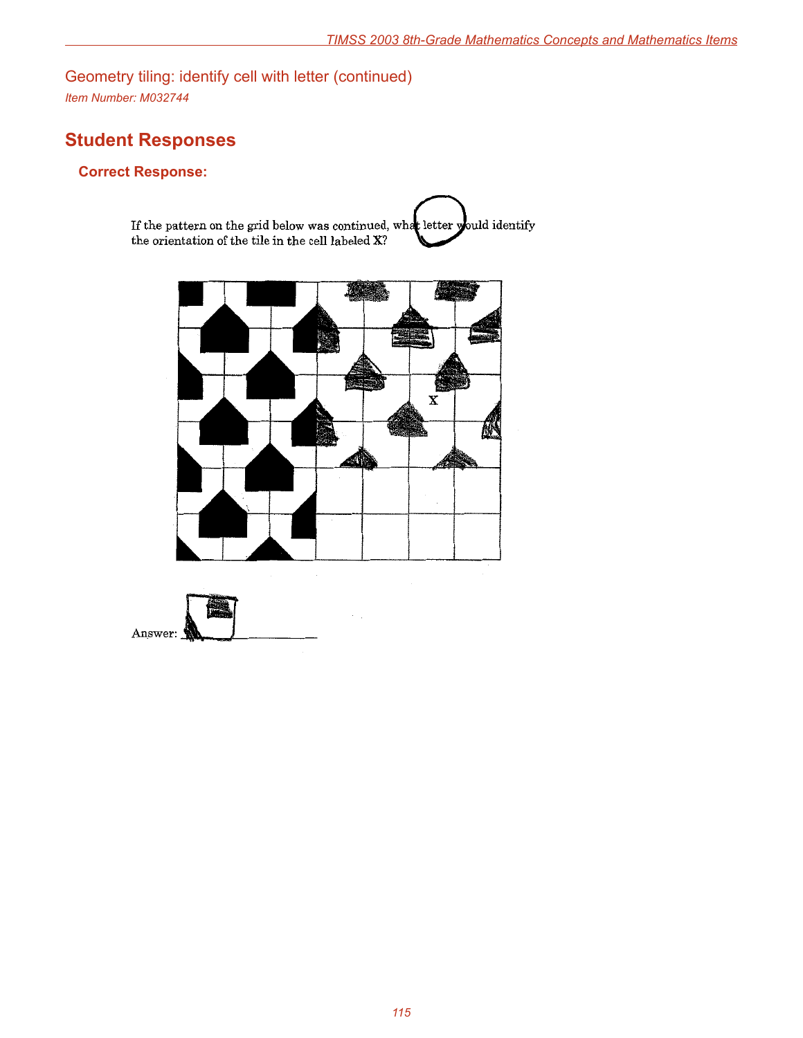# Geometry tiling: identify cell with letter (continued)

*Item Number: M032744*

## Student Responses

### Correct Response:

If the pattern on the grid below was continued, what letter would identify the orientation of the tile in the cell labeled X?

X

Answer: ______________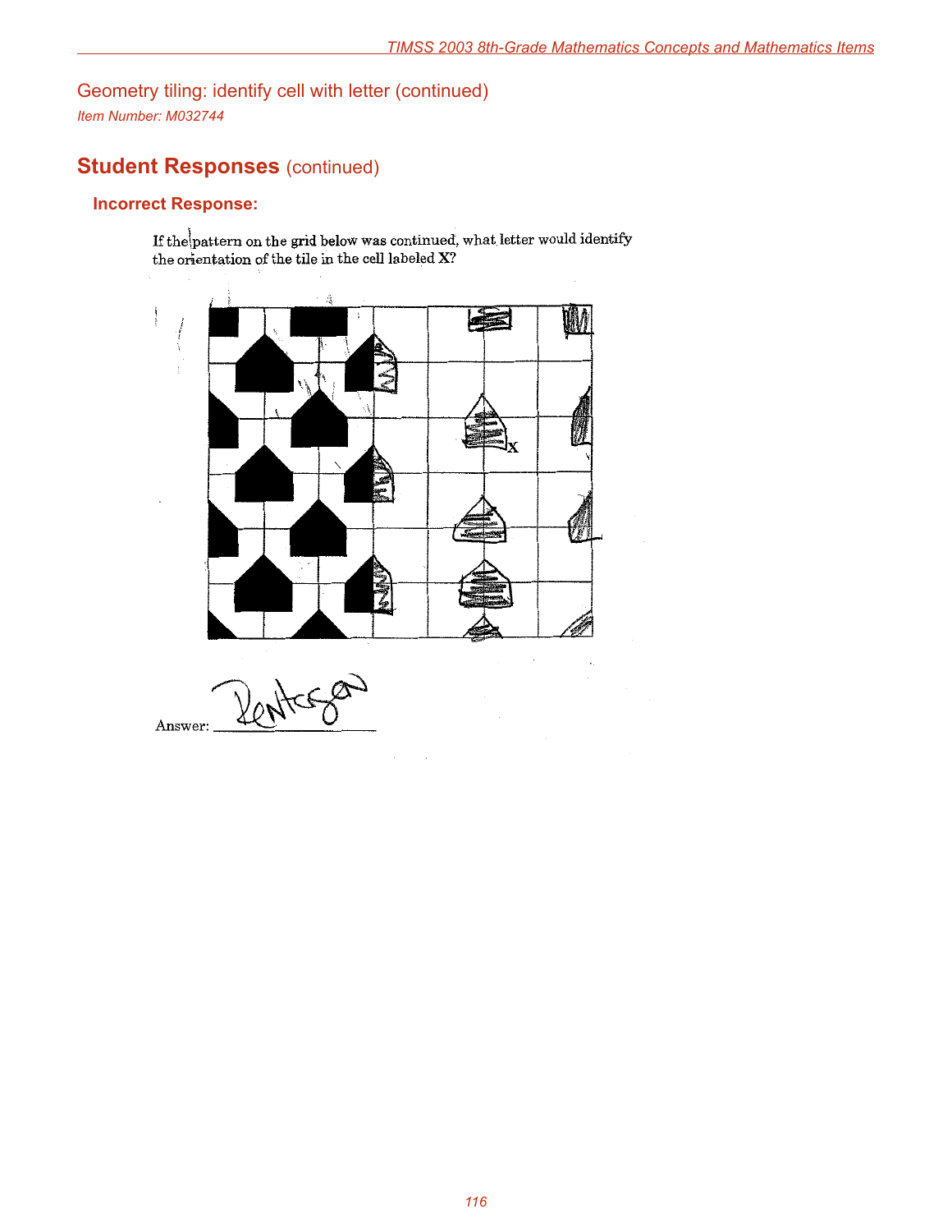## Geometry tiling: identify cell with letter (continued)

*Item Number: M032744*

## Student Responses (continued)

### Incorrect Response:

If the pattern on the grid below was continued, what letter would identify the orientation of the tile in the cell labeled X?

X

Answer: Pentagon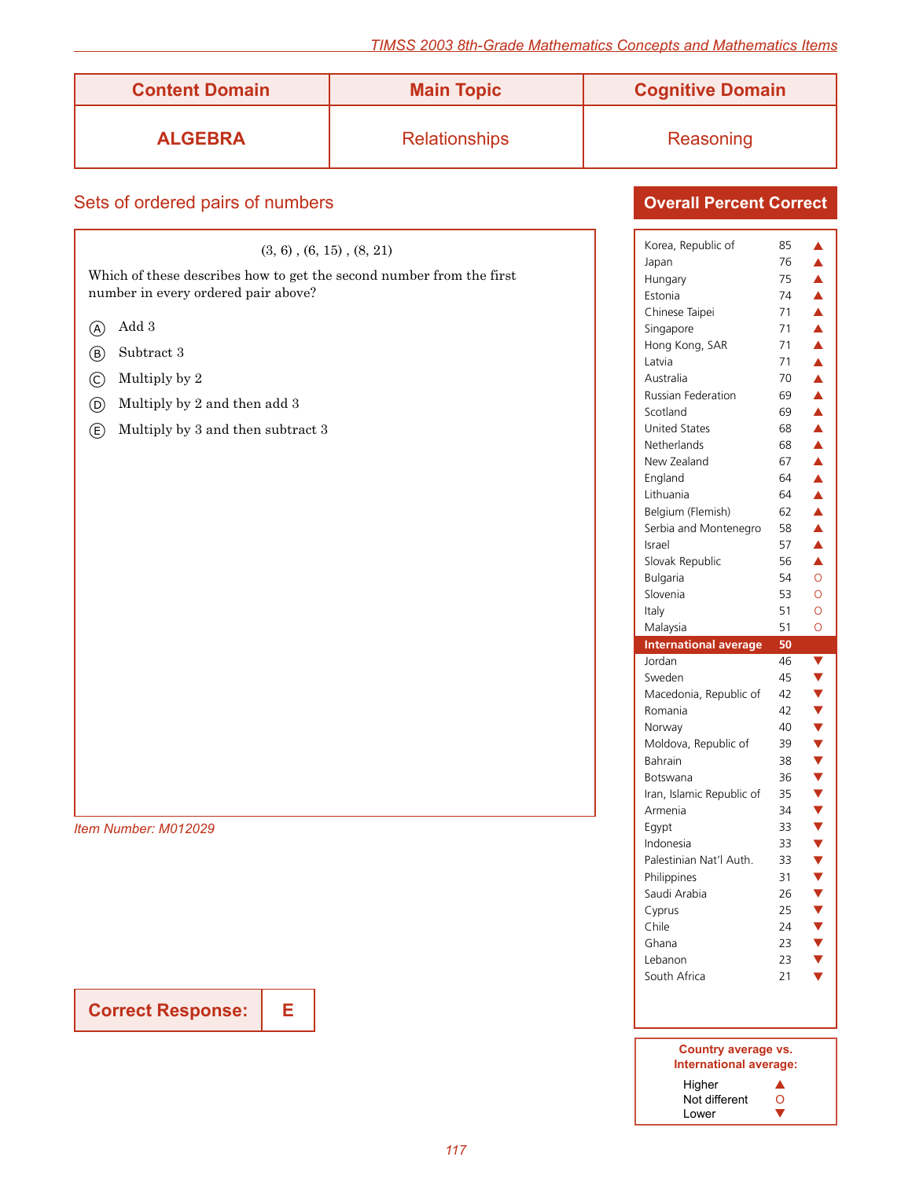| Content Domain | Main Topic | Cognitive Domain |
|---|---|---|
| **ALGEBRA** | Relationships | Reasoning |

## Sets of ordered pairs of numbers

(3, 6) , (6, 15) , (8, 21)

Which of these describes how to get the second number from the first number in every ordered pair above?

Ⓐ Add 3

Ⓑ Subtract 3

Ⓒ Multiply by 2

Ⓓ Multiply by 2 and then add 3

Ⓔ Multiply by 3 and then subtract 3

*Item Number: M012029*

**Correct Response: E**

### Overall Percent Correct

| Country | Percent | |
|---|---|---|
| Korea, Republic of | 85 | ▲ |
| Japan | 76 | ▲ |
| Hungary | 75 | ▲ |
| Estonia | 74 | ▲ |
| Chinese Taipei | 71 | ▲ |
| Singapore | 71 | ▲ |
| Hong Kong, SAR | 71 | ▲ |
| Latvia | 71 | ▲ |
| Australia | 70 | ▲ |
| Russian Federation | 69 | ▲ |
| Scotland | 69 | ▲ |
| United States | 68 | ▲ |
| Netherlands | 68 | ▲ |
| New Zealand | 67 | ▲ |
| England | 64 | ▲ |
| Lithuania | 64 | ▲ |
| Belgium (Flemish) | 62 | ▲ |
| Serbia and Montenegro | 58 | ▲ |
| Israel | 57 | ▲ |
| Slovak Republic | 56 | ▲ |
| Bulgaria | 54 | O |
| Slovenia | 53 | O |
| Italy | 51 | O |
| Malaysia | 51 | O |
| **International average** | **50** | |
| Jordan | 46 | ▼ |
| Sweden | 45 | ▼ |
| Macedonia, Republic of | 42 | ▼ |
| Romania | 42 | ▼ |
| Norway | 40 | ▼ |
| Moldova, Republic of | 39 | ▼ |
| Bahrain | 38 | ▼ |
| Botswana | 36 | ▼ |
| Iran, Islamic Republic of | 35 | ▼ |
| Armenia | 34 | ▼ |
| Egypt | 33 | ▼ |
| Indonesia | 33 | ▼ |
| Palestinian Nat'l Auth. | 33 | ▼ |
| Philippines | 31 | ▼ |
| Saudi Arabia | 26 | ▼ |
| Cyprus | 25 | ▼ |
| Chile | 24 | ▼ |
| Ghana | 23 | ▼ |
| Lebanon | 23 | ▼ |
| South Africa | 21 | ▼ |

**Country average vs. International average:**

- Higher ▲
- Not different O
- Lower ▼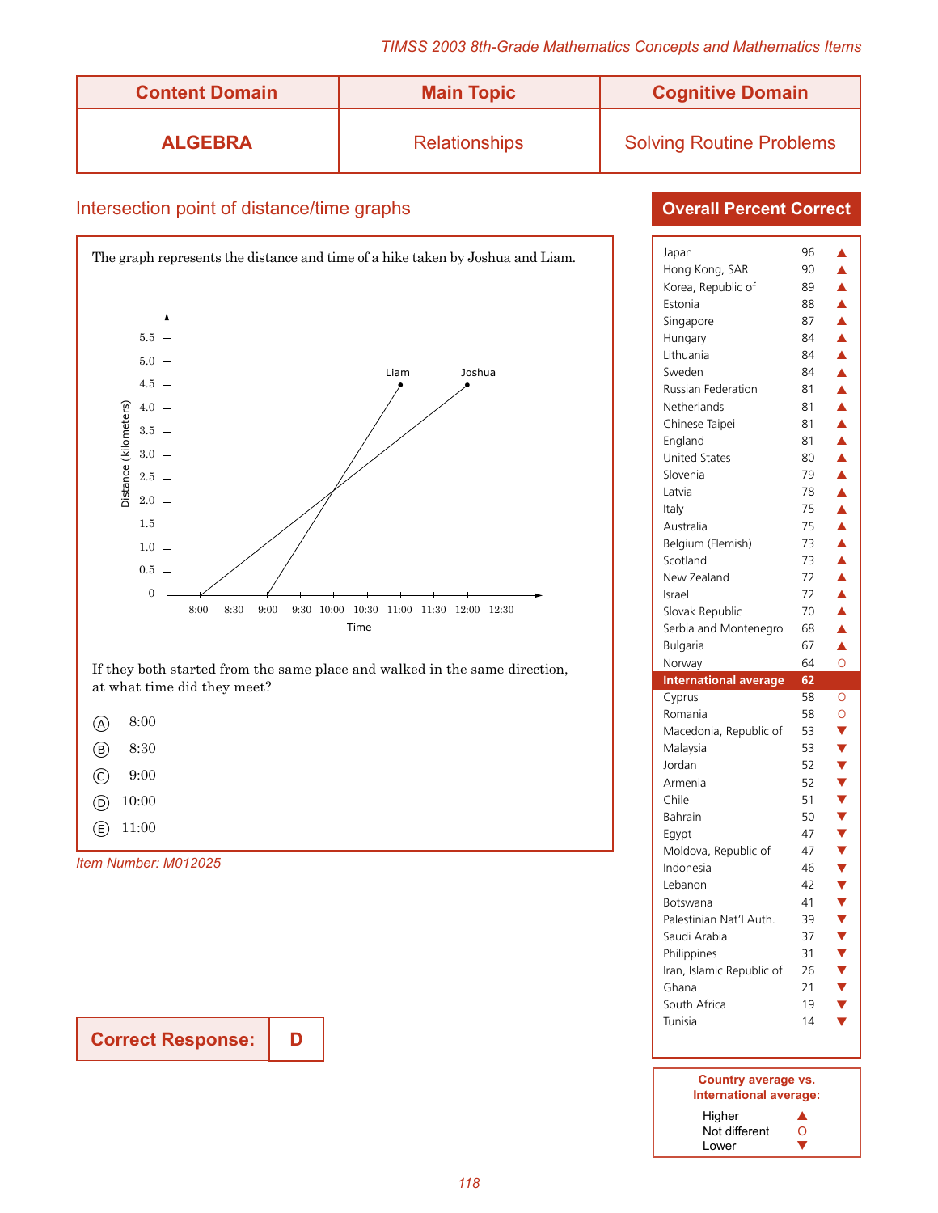| Content Domain | Main Topic | Cognitive Domain |
|---|---|---|
| **ALGEBRA** | Relationships | Solving Routine Problems |

## Intersection point of distance/time graphs

The graph represents the distance and time of a hike taken by Joshua and Liam.

Distance (kilometers)

5.5
5.0
4.5
4.0
3.5
3.0
2.5
2.0
1.5
1.0
0.5
0

Liam
Joshua

8:00 8:30 9:00 9:30 10:00 10:30 11:00 11:30 12:00 12:30

Time

If they both started from the same place and walked in the same direction, at what time did they meet?

Ⓐ 8:00

Ⓑ 8:30

Ⓒ 9:00

Ⓓ 10:00

Ⓔ 11:00

*Item Number: M012025*

**Correct Response: D**

### Overall Percent Correct

| Country | Percent | |
|---|---|---|
| Japan | 96 | ▲ |
| Hong Kong, SAR | 90 | ▲ |
| Korea, Republic of | 89 | ▲ |
| Estonia | 88 | ▲ |
| Singapore | 87 | ▲ |
| Hungary | 84 | ▲ |
| Lithuania | 84 | ▲ |
| Sweden | 84 | ▲ |
| Russian Federation | 81 | ▲ |
| Netherlands | 81 | ▲ |
| Chinese Taipei | 81 | ▲ |
| England | 81 | ▲ |
| United States | 80 | ▲ |
| Slovenia | 79 | ▲ |
| Latvia | 78 | ▲ |
| Italy | 75 | ▲ |
| Australia | 75 | ▲ |
| Belgium (Flemish) | 73 | ▲ |
| Scotland | 73 | ▲ |
| New Zealand | 72 | ▲ |
| Israel | 72 | ▲ |
| Slovak Republic | 70 | ▲ |
| Serbia and Montenegro | 68 | ▲ |
| Bulgaria | 67 | ▲ |
| Norway | 64 | O |
| **International average** | **62** | |
| Cyprus | 58 | O |
| Romania | 58 | O |
| Macedonia, Republic of | 53 | ▼ |
| Malaysia | 53 | ▼ |
| Jordan | 52 | ▼ |
| Armenia | 52 | ▼ |
| Chile | 51 | ▼ |
| Bahrain | 50 | ▼ |
| Egypt | 47 | ▼ |
| Moldova, Republic of | 47 | ▼ |
| Indonesia | 46 | ▼ |
| Lebanon | 42 | ▼ |
| Botswana | 41 | ▼ |
| Palestinian Nat'l Auth. | 39 | ▼ |
| Saudi Arabia | 37 | ▼ |
| Philippines | 31 | ▼ |
| Iran, Islamic Republic of | 26 | ▼ |
| Ghana | 21 | ▼ |
| South Africa | 19 | ▼ |
| Tunisia | 14 | ▼ |

**Country average vs. International average:**

Higher ▲
Not different O
Lower ▼